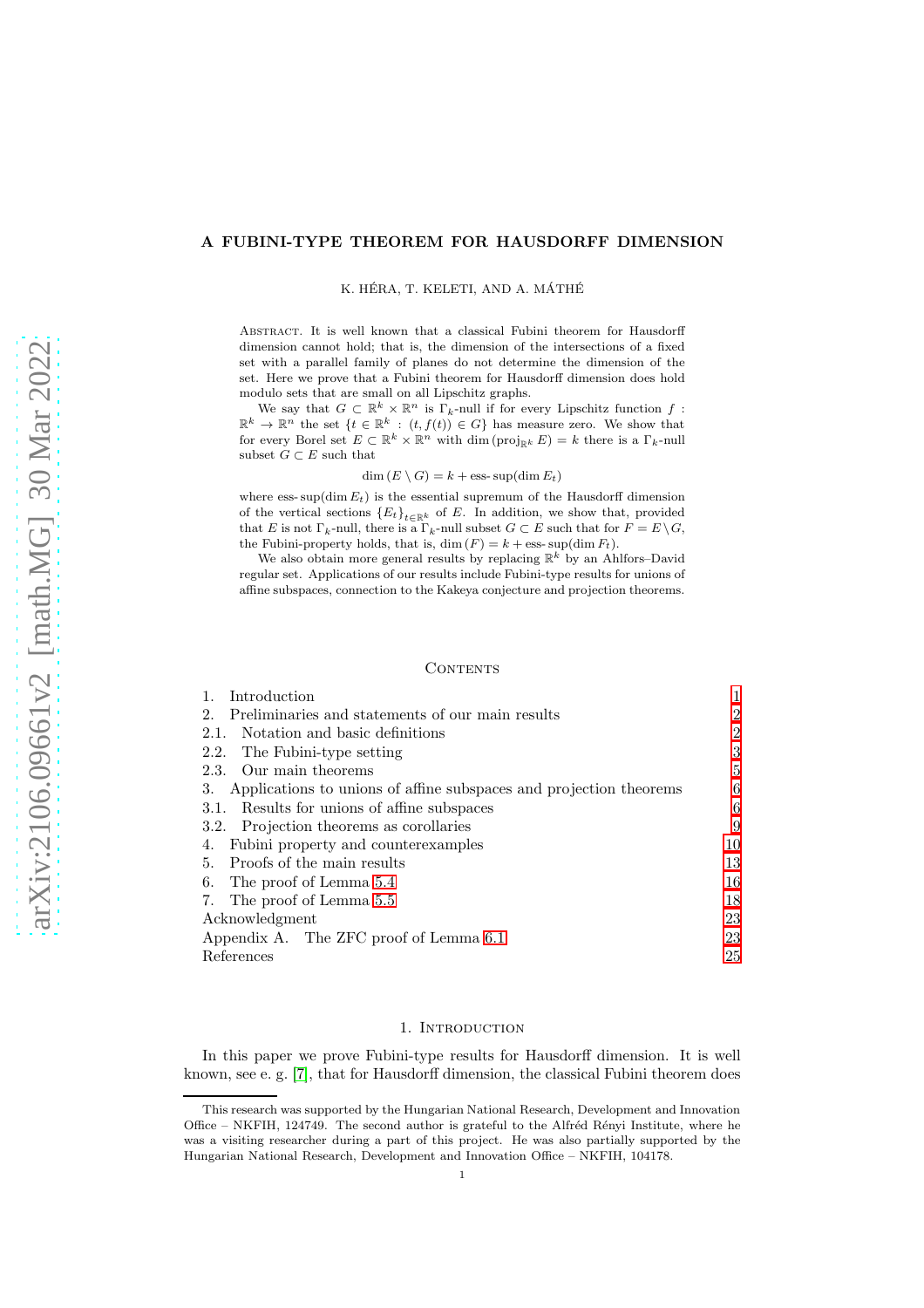# A FUBINI-TYPE THEOREM FOR HAUSDORFF DIMENSION

K. HÉRA, T. KELETI, AND A. MÁTHÉ

ABSTRACT. It is well known that a classical Fubini theorem for Hausdorff dimension cannot hold; that is, the dimension of the intersections of a fixed set with a parallel family of planes do not determine the dimension of the set. Here we prove that a Fubini theorem for Hausdorff dimension does hold modulo sets that are small on all Lipschitz graphs.

We say that $G \subset \mathbb{R}^k \times \mathbb{R}^n$ is $\Gamma_k$-null if for every Lipschitz function $f : \mathbb{R}^k \to \mathbb{R}^n$ the set $\{t \in \mathbb{R}^k : (t, f(t)) \in G\}$ has measure zero. We show that for every Borel set $E \subset \mathbb{R}^k \times \mathbb{R}^n$ with $\dim(\mathrm{proj}_{\mathbb{R}^k} E) = k$ there is a $\Gamma_k$-null subset $G \subset E$ such that

$$\dim(E \setminus G) = k + \operatorname{ess-sup}(\dim E_t)$$

where $\operatorname{ess-sup}(\dim E_t)$ is the essential supremum of the Hausdorff dimension of the vertical sections $\{E_t\}_{t \in \mathbb{R}^k}$ of $E$. In addition, we show that, provided that $E$ is not $\Gamma_k$-null, there is a $\Gamma_k$-null subset $G \subset E$ such that for $F = E \setminus G$, the Fubini-property holds, that is, $\dim(F) = k + \operatorname{ess-sup}(\dim F_t)$.

We also obtain more general results by replacing $\mathbb{R}^k$ by an Ahlfors–David regular set. Applications of our results include Fubini-type results for unions of affine subspaces, connection to the Kakeya conjecture and projection theorems.

## CONTENTS

1. Introduction — 1
2. Preliminaries and statements of our main results — 2
   - 2.1. Notation and basic definitions — 2
   - 2.2. The Fubini-type setting — 3
   - 2.3. Our main theorems — 5
3. Applications to unions of affine subspaces and projection theorems — 6
   - 3.1. Results for unions of affine subspaces — 6
   - 3.2. Projection theorems as corollaries — 9
4. Fubini property and counterexamples — 10
5. Proofs of the main results — 13
6. The proof of Lemma 5.4 — 16
7. The proof of Lemma 5.5 — 18

Acknowledgment — 23

Appendix A. The ZFC proof of Lemma 6.1 — 23

References — 25

## 1. INTRODUCTION

In this paper we prove Fubini-type results for Hausdorff dimension. It is well known, see e. g. [7], that for Hausdorff dimension, the classical Fubini theorem does

---

This research was supported by the Hungarian National Research, Development and Innovation Office – NKFIH, 124749. The second author is grateful to the Alfréd Rényi Institute, where he was a visiting researcher during a part of this project. He was also partially supported by the Hungarian National Research, Development and Innovation Office – NKFIH, 104178.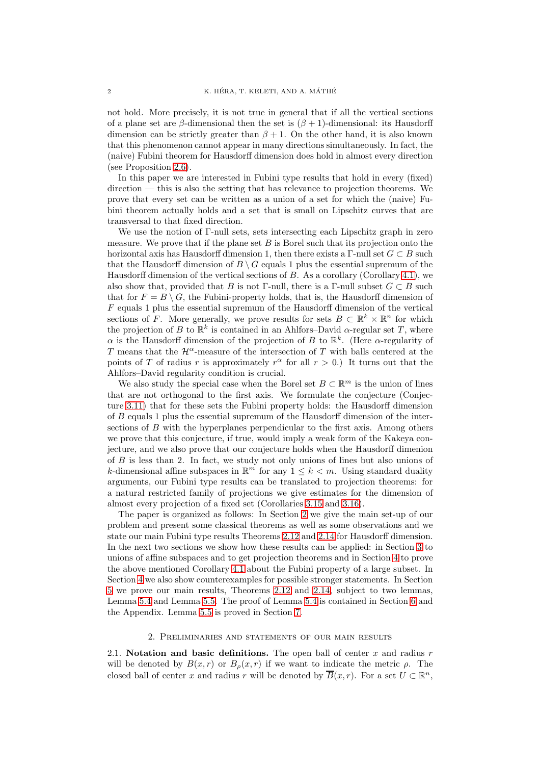not hold. More precisely, it is not true in general that if all the vertical sections of a plane set are $\beta$-dimensional then the set is $(\beta+1)$-dimensional: its Hausdorff dimension can be strictly greater than $\beta+1$. On the other hand, it is also known that this phenomenon cannot appear in many directions simultaneously. In fact, the (naive) Fubini theorem for Hausdorff dimension does hold in almost every direction (see Proposition 2.6).

In this paper we are interested in Fubini type results that hold in every (fixed) direction — this is also the setting that has relevance to projection theorems. We prove that every set can be written as a union of a set for which the (naive) Fubini theorem actually holds and a set that is small on Lipschitz curves that are transversal to that fixed direction.

We use the notion of $\Gamma$-null sets, sets intersecting each Lipschitz graph in zero measure. We prove that if the plane set $B$ is Borel such that its projection onto the horizontal axis has Hausdorff dimension 1, then there exists a $\Gamma$-null set $G \subset B$ such that the Hausdorff dimension of $B \setminus G$ equals 1 plus the essential supremum of the Hausdorff dimension of the vertical sections of $B$. As a corollary (Corollary 4.1), we also show that, provided that $B$ is not $\Gamma$-null, there is a $\Gamma$-null subset $G \subset B$ such that for $F = B \setminus G$, the Fubini-property holds, that is, the Hausdorff dimension of $F$ equals 1 plus the essential supremum of the Hausdorff dimension of the vertical sections of $F$. More generally, we prove results for sets $B \subset \mathbb{R}^k \times \mathbb{R}^n$ for which the projection of $B$ to $\mathbb{R}^k$ is contained in an Ahlfors–David $\alpha$-regular set $T$, where $\alpha$ is the Hausdorff dimension of the projection of $B$ to $\mathbb{R}^k$. (Here $\alpha$-regularity of $T$ means that the $\mathcal{H}^\alpha$-measure of the intersection of $T$ with balls centered at the points of $T$ of radius $r$ is approximately $r^\alpha$ for all $r > 0$.) It turns out that the Ahlfors–David regularity condition is crucial.

We also study the special case when the Borel set $B \subset \mathbb{R}^m$ is the union of lines that are not orthogonal to the first axis. We formulate the conjecture (Conjecture 3.11) that for these sets the Fubini property holds: the Hausdorff dimension of $B$ equals 1 plus the essential supremum of the Hausdorff dimension of the intersections of $B$ with the hyperplanes perpendicular to the first axis. Among others we prove that this conjecture, if true, would imply a weak form of the Kakeya conjecture, and we also prove that our conjecture holds when the Hausdorff dimenion of $B$ is less than 2. In fact, we study not only unions of lines but also unions of $k$-dimensional affine subspaces in $\mathbb{R}^m$ for any $1 \le k < m$. Using standard duality arguments, our Fubini type results can be translated to projection theorems: for a natural restricted family of projections we give estimates for the dimension of almost every projection of a fixed set (Corollaries 3.15 and 3.16).

The paper is organized as follows: In Section 2 we give the main set-up of our problem and present some classical theorems as well as some observations and we state our main Fubini type results Theorems 2.12 and 2.14 for Hausdorff dimension. In the next two sections we show how these results can be applied: in Section 3 to unions of affine subspaces and to get projection theorems and in Section 4 to prove the above mentioned Corollary 4.1 about the Fubini property of a large subset. In Section 4 we also show counterexamples for possible stronger statements. In Section 5 we prove our main results, Theorems 2.12 and 2.14, subject to two lemmas, Lemma 5.4 and Lemma 5.5. The proof of Lemma 5.4 is contained in Section 6 and the Appendix. Lemma 5.5 is proved in Section 7.

## 2. Preliminaries and statements of our main results

2.1. **Notation and basic definitions.** The open ball of center $x$ and radius $r$ will be denoted by $B(x, r)$ or $B_\rho(x, r)$ if we want to indicate the metric $\rho$. The closed ball of center $x$ and radius $r$ will be denoted by $\overline{B}(x, r)$. For a set $U \subset \mathbb{R}^n$,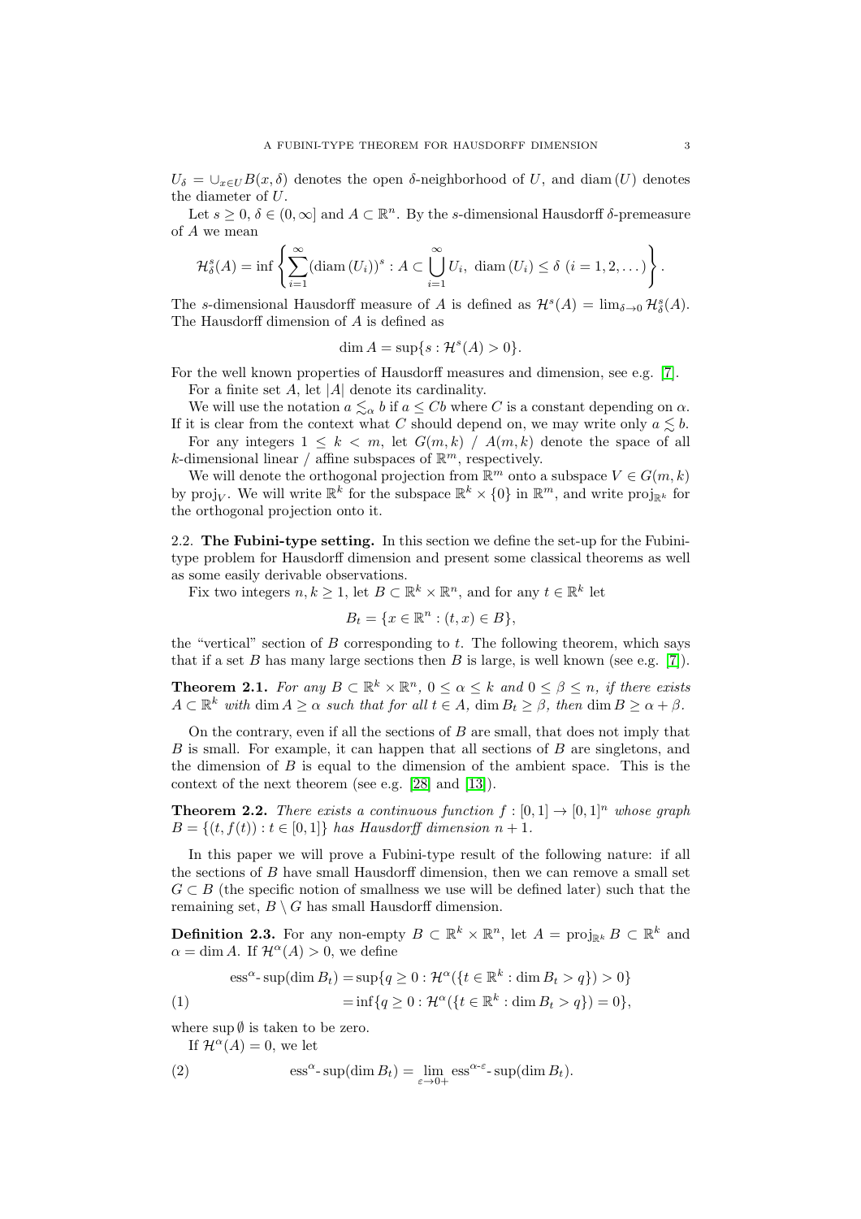$U_\delta = \cup_{x\in U} B(x,\delta)$ denotes the open $\delta$-neighborhood of $U$, and $\operatorname{diam}(U)$ denotes the diameter of $U$.

Let $s \geq 0$, $\delta \in (0,\infty]$ and $A \subset \mathbb{R}^n$. By the $s$-dimensional Hausdorff $\delta$-premeasure of $A$ we mean

$$\mathcal{H}^s_\delta(A) = \inf\left\{\sum_{i=1}^\infty (\operatorname{diam}(U_i))^s : A \subset \bigcup_{i=1}^\infty U_i,\ \operatorname{diam}(U_i) \leq \delta\ (i=1,2,\dots)\right\}.$$

The $s$-dimensional Hausdorff measure of $A$ is defined as $\mathcal{H}^s(A) = \lim_{\delta\to 0} \mathcal{H}^s_\delta(A)$. The Hausdorff dimension of $A$ is defined as

$$\dim A = \sup\{s : \mathcal{H}^s(A) > 0\}.$$

For the well known properties of Hausdorff measures and dimension, see e.g. [7].

For a finite set $A$, let $|A|$ denote its cardinality.

We will use the notation $a \lesssim_\alpha b$ if $a \leq Cb$ where $C$ is a constant depending on $\alpha$. If it is clear from the context what $C$ should depend on, we may write only $a \lesssim b$.

For any integers $1 \leq k < m$, let $G(m,k)$ / $A(m,k)$ denote the space of all $k$-dimensional linear / affine subspaces of $\mathbb{R}^m$, respectively.

We will denote the orthogonal projection from $\mathbb{R}^m$ onto a subspace $V \in G(m,k)$ by $\operatorname{proj}_V$. We will write $\mathbb{R}^k$ for the subspace $\mathbb{R}^k \times \{0\}$ in $\mathbb{R}^m$, and write $\operatorname{proj}_{\mathbb{R}^k}$ for the orthogonal projection onto it.

### 2.2. The Fubini-type setting.

In this section we define the set-up for the Fubini-type problem for Hausdorff dimension and present some classical theorems as well as some easily derivable observations.

Fix two integers $n, k \geq 1$, let $B \subset \mathbb{R}^k \times \mathbb{R}^n$, and for any $t \in \mathbb{R}^k$ let

$$B_t = \{x \in \mathbb{R}^n : (t,x) \in B\},$$

the "vertical" section of $B$ corresponding to $t$. The following theorem, which says that if a set $B$ has many large sections then $B$ is large, is well known (see e.g. [7]).

**Theorem 2.1.** *For any $B \subset \mathbb{R}^k \times \mathbb{R}^n$, $0 \leq \alpha \leq k$ and $0 \leq \beta \leq n$, if there exists $A \subset \mathbb{R}^k$ with $\dim A \geq \alpha$ such that for all $t \in A$, $\dim B_t \geq \beta$, then $\dim B \geq \alpha + \beta$.*

On the contrary, even if all the sections of $B$ are small, that does not imply that $B$ is small. For example, it can happen that all sections of $B$ are singletons, and the dimension of $B$ is equal to the dimension of the ambient space. This is the context of the next theorem (see e.g. [28] and [13]).

**Theorem 2.2.** *There exists a continuous function $f : [0,1] \to [0,1]^n$ whose graph $B = \{(t, f(t)) : t \in [0,1]\}$ has Hausdorff dimension $n+1$.*

In this paper we will prove a Fubini-type result of the following nature: if all the sections of $B$ have small Hausdorff dimension, then we can remove a small set $G \subset B$ (the specific notion of smallness we use will be defined later) such that the remaining set, $B \setminus G$ has small Hausdorff dimension.

**Definition 2.3.** For any non-empty $B \subset \mathbb{R}^k \times \mathbb{R}^n$, let $A = \operatorname{proj}_{\mathbb{R}^k} B \subset \mathbb{R}^k$ and $\alpha = \dim A$. If $\mathcal{H}^\alpha(A) > 0$, we define

$$\begin{aligned} \operatorname{ess}^\alpha\text{-}\sup(\dim B_t) &= \sup\{q \geq 0 : \mathcal{H}^\alpha(\{t \in \mathbb{R}^k : \dim B_t > q\}) > 0\} \\ &= \inf\{q \geq 0 : \mathcal{H}^\alpha(\{t \in \mathbb{R}^k : \dim B_t > q\}) = 0\}, \end{aligned} \tag{1}$$

where $\sup \emptyset$ is taken to be zero.

If $\mathcal{H}^\alpha(A) = 0$, we let

$$\operatorname{ess}^\alpha\text{-}\sup(\dim B_t) = \lim_{\varepsilon\to 0+} \operatorname{ess}^{\alpha-\varepsilon}\text{-}\sup(\dim B_t). \tag{2}$$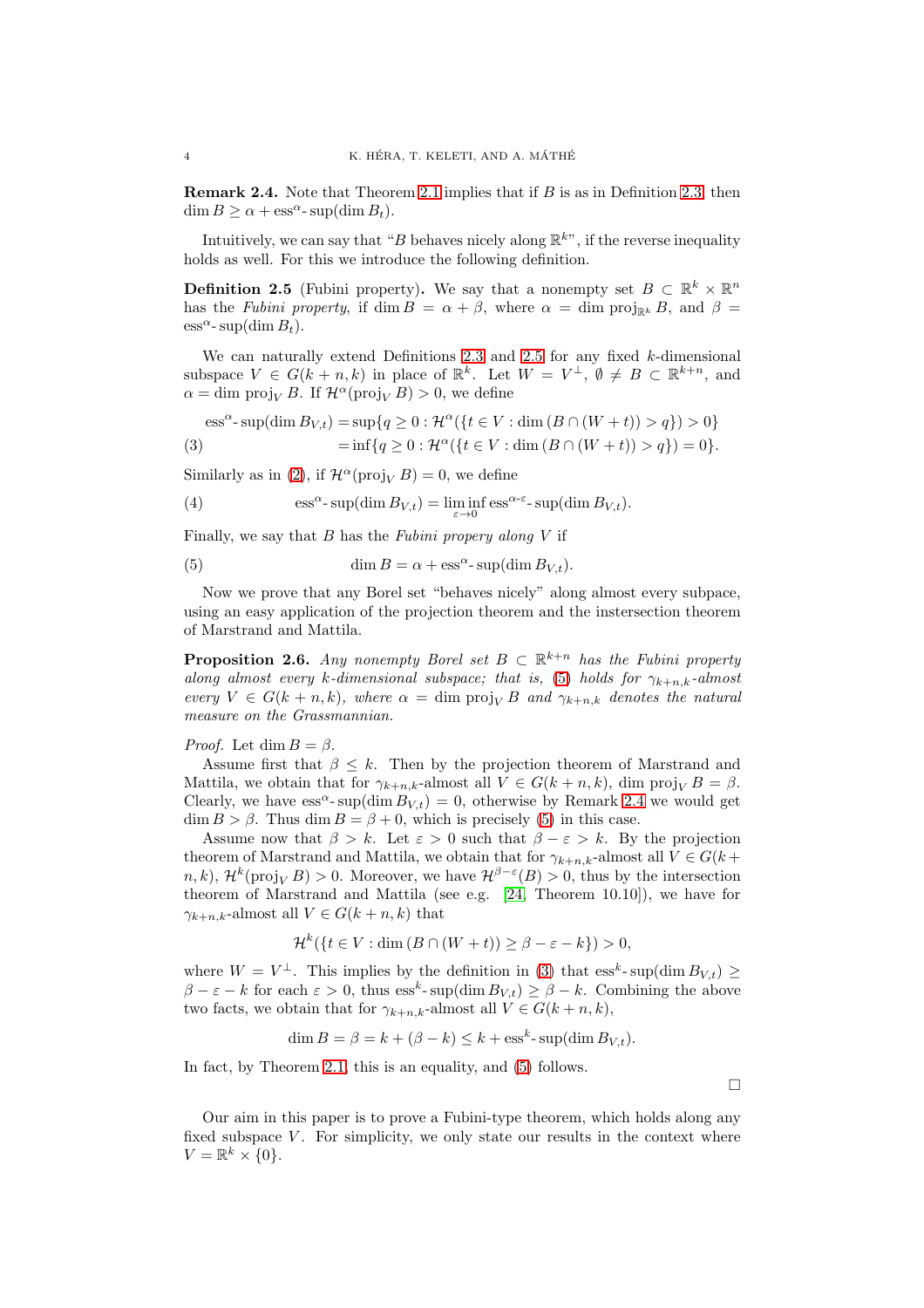**Remark 2.4.** Note that Theorem 2.1 implies that if $B$ is as in Definition 2.3, then $\dim B \geq \alpha + \text{ess}^{\alpha}\text{-}\sup(\dim B_t)$.

Intuitively, we can say that "$B$ behaves nicely along $\mathbb{R}^k$", if the reverse inequality holds as well. For this we introduce the following definition.

**Definition 2.5** (Fubini property)**.** We say that a nonempty set $B \subset \mathbb{R}^k \times \mathbb{R}^n$ has the *Fubini property*, if $\dim B = \alpha + \beta$, where $\alpha = \dim \text{proj}_{\mathbb{R}^k} B$, and $\beta = \text{ess}^{\alpha}\text{-}\sup(\dim B_t)$.

We can naturally extend Definitions 2.3 and 2.5 for any fixed $k$-dimensional subspace $V \in G(k+n, k)$ in place of $\mathbb{R}^k$. Let $W = V^{\perp}$, $\emptyset \neq B \subset \mathbb{R}^{k+n}$, and $\alpha = \dim \text{proj}_V B$. If $\mathcal{H}^{\alpha}(\text{proj}_V B) > 0$, we define

$$
\begin{aligned}
\text{ess}^{\alpha}\text{-}\sup(\dim B_{V,t}) &= \sup\{q \geq 0 : \mathcal{H}^{\alpha}(\{t \in V : \dim(B \cap (W+t)) > q\}) > 0\} \\
&= \inf\{q \geq 0 : \mathcal{H}^{\alpha}(\{t \in V : \dim(B \cap (W+t)) > q\}) = 0\}. \qquad (3)
\end{aligned}
$$

Similarly as in (2), if $\mathcal{H}^{\alpha}(\text{proj}_V B) = 0$, we define

$$
\text{ess}^{\alpha}\text{-}\sup(\dim B_{V,t}) = \liminf_{\varepsilon \to 0} \text{ess}^{\alpha-\varepsilon}\text{-}\sup(\dim B_{V,t}). \qquad (4)
$$

Finally, we say that $B$ has the *Fubini propery along* $V$ if

$$
\dim B = \alpha + \text{ess}^{\alpha}\text{-}\sup(\dim B_{V,t}). \qquad (5)
$$

Now we prove that any Borel set "behaves nicely" along almost every subpace, using an easy application of the projection theorem and the instersection theorem of Marstrand and Mattila.

**Proposition 2.6.** *Any nonempty Borel set $B \subset \mathbb{R}^{k+n}$ has the Fubini property along almost every $k$-dimensional subspace; that is, (5) holds for $\gamma_{k+n,k}$-almost every $V \in G(k+n,k)$, where $\alpha = \dim \text{proj}_V B$ and $\gamma_{k+n,k}$ denotes the natural measure on the Grassmannian.*

*Proof.* Let $\dim B = \beta$.

Assume first that $\beta \leq k$. Then by the projection theorem of Marstrand and Mattila, we obtain that for $\gamma_{k+n,k}$-almost all $V \in G(k+n,k)$, $\dim \text{proj}_V B = \beta$. Clearly, we have $\text{ess}^{\alpha}\text{-}\sup(\dim B_{V,t}) = 0$, otherwise by Remark 2.4 we would get $\dim B > \beta$. Thus $\dim B = \beta + 0$, which is precisely (5) in this case.

Assume now that $\beta > k$. Let $\varepsilon > 0$ such that $\beta - \varepsilon > k$. By the projection theorem of Marstrand and Mattila, we obtain that for $\gamma_{k+n,k}$-almost all $V \in G(k+n,k)$, $\mathcal{H}^k(\text{proj}_V B) > 0$. Moreover, we have $\mathcal{H}^{\beta-\varepsilon}(B) > 0$, thus by the intersection theorem of Marstrand and Mattila (see e.g. [24, Theorem 10.10]), we have for $\gamma_{k+n,k}$-almost all $V \in G(k+n,k)$ that

$$
\mathcal{H}^k(\{t \in V : \dim(B \cap (W+t)) \geq \beta - \varepsilon - k\}) > 0,
$$

where $W = V^{\perp}$. This implies by the definition in (3) that $\text{ess}^k\text{-}\sup(\dim B_{V,t}) \geq \beta - \varepsilon - k$ for each $\varepsilon > 0$, thus $\text{ess}^k\text{-}\sup(\dim B_{V,t}) \geq \beta - k$. Combining the above two facts, we obtain that for $\gamma_{k+n,k}$-almost all $V \in G(k+n,k)$,

$$
\dim B = \beta = k + (\beta - k) \leq k + \text{ess}^k\text{-}\sup(\dim B_{V,t}).
$$

In fact, by Theorem 2.1, this is an equality, and (5) follows.

$\square$

Our aim in this paper is to prove a Fubini-type theorem, which holds along any fixed subspace $V$. For simplicity, we only state our results in the context where $V = \mathbb{R}^k \times \{0\}$.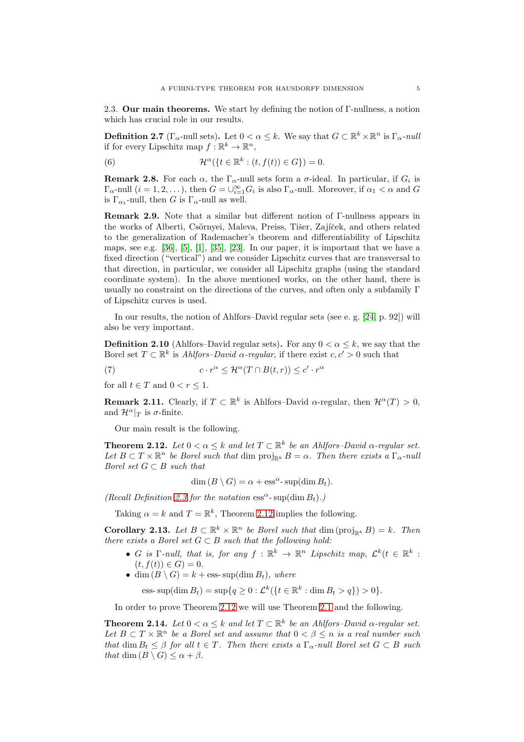### 2.3. **Our main theorems.**

We start by defining the notion of Γ-nullness, a notion which has crucial role in our results.

**Definition 2.7** ($\Gamma_\alpha$-null sets)**.** Let $0 < \alpha \le k$. We say that $G \subset \mathbb{R}^k \times \mathbb{R}^n$ is *$\Gamma_\alpha$-null* if for every Lipschitz map $f : \mathbb{R}^k \to \mathbb{R}^n$,

$$\mathcal{H}^\alpha(\{t \in \mathbb{R}^k : (t, f(t)) \in G\}) = 0. \tag{6}$$

**Remark 2.8.** For each $\alpha$, the $\Gamma_\alpha$-null sets form a $\sigma$-ideal. In particular, if $G_i$ is $\Gamma_\alpha$-null ($i = 1, 2, \dots$), then $G = \cup_{i=1}^\infty G_i$ is also $\Gamma_\alpha$-null. Moreover, if $\alpha_1 < \alpha$ and $G$ is $\Gamma_{\alpha_1}$-null, then $G$ is $\Gamma_\alpha$-null as well.

**Remark 2.9.** Note that a similar but different notion of Γ-nullness appears in the works of Alberti, Csörnyei, Maleva, Preiss, Tišer, Zajíček, and others related to the generalization of Rademacher's theorem and differentiability of Lipschitz maps, see e.g. [36], [5], [1], [35], [23]. In our paper, it is important that we have a fixed direction ("vertical") and we consider Lipschitz curves that are transversal to that direction, in particular, we consider all Lipschitz graphs (using the standard coordinate system). In the above mentioned works, on the other hand, there is usually no constraint on the directions of the curves, and often only a subfamily Γ of Lipschitz curves is used.

In our results, the notion of Ahlfors–David regular sets (see e. g. [24, p. 92]) will also be very important.

**Definition 2.10** (Ahlfors–David regular sets)**.** For any $0 < \alpha \le k$, we say that the Borel set $T \subset \mathbb{R}^k$ is *Ahlfors–David $\alpha$-regular*, if there exist $c, c' > 0$ such that

$$c \cdot r^\alpha \le \mathcal{H}^\alpha(T \cap B(t, r)) \le c' \cdot r^\alpha \tag{7}$$

for all $t \in T$ and $0 < r \le 1$.

**Remark 2.11.** Clearly, if $T \subset \mathbb{R}^k$ is Ahlfors–David $\alpha$-regular, then $\mathcal{H}^\alpha(T) > 0$, and $\mathcal{H}^\alpha|_T$ is $\sigma$-finite.

Our main result is the following.

**Theorem 2.12.** *Let $0 < \alpha \le k$ and let $T \subset \mathbb{R}^k$ be an Ahlfors–David $\alpha$-regular set. Let $B \subset T \times \mathbb{R}^n$ be Borel such that $\dim \operatorname{proj}_{\mathbb{R}^k} B = \alpha$. Then there exists a $\Gamma_\alpha$-null Borel set $G \subset B$ such that*

$$\dim (B \setminus G) = \alpha + \operatorname{ess}^\alpha\text{-}\sup(\dim B_t).$$

*(Recall Definition 2.3 for the notation $\operatorname{ess}^\alpha\text{-}\sup(\dim B_t)$.)*

Taking $\alpha = k$ and $T = \mathbb{R}^k$, Theorem 2.12 implies the following.

**Corollary 2.13.** *Let $B \subset \mathbb{R}^k \times \mathbb{R}^n$ be Borel such that $\dim (\operatorname{proj}_{\mathbb{R}^k} B) = k$. Then there exists a Borel set $G \subset B$ such that the following hold:*

- *$G$ is Γ-null, that is, for any $f : \mathbb{R}^k \to \mathbb{R}^n$ Lipschitz map, $\mathcal{L}^k(t \in \mathbb{R}^k : (t, f(t)) \in G) = 0$.*
- *$\dim (B \setminus G) = k + \operatorname{ess-sup}(\dim B_t)$, where*

$$\operatorname{ess-sup}(\dim B_t) = \sup\{q \ge 0 : \mathcal{L}^k(\{t \in \mathbb{R}^k : \dim B_t > q\}) > 0\}.$$

In order to prove Theorem 2.12 we will use Theorem 2.1 and the following.

**Theorem 2.14.** *Let $0 < \alpha \le k$ and let $T \subset \mathbb{R}^k$ be an Ahlfors–David $\alpha$-regular set. Let $B \subset T \times \mathbb{R}^n$ be a Borel set and assume that $0 < \beta \le n$ is a real number such that $\dim B_t \le \beta$ for all $t \in T$. Then there exists a $\Gamma_\alpha$-null Borel set $G \subset B$ such that $\dim (B \setminus G) \le \alpha + \beta$.*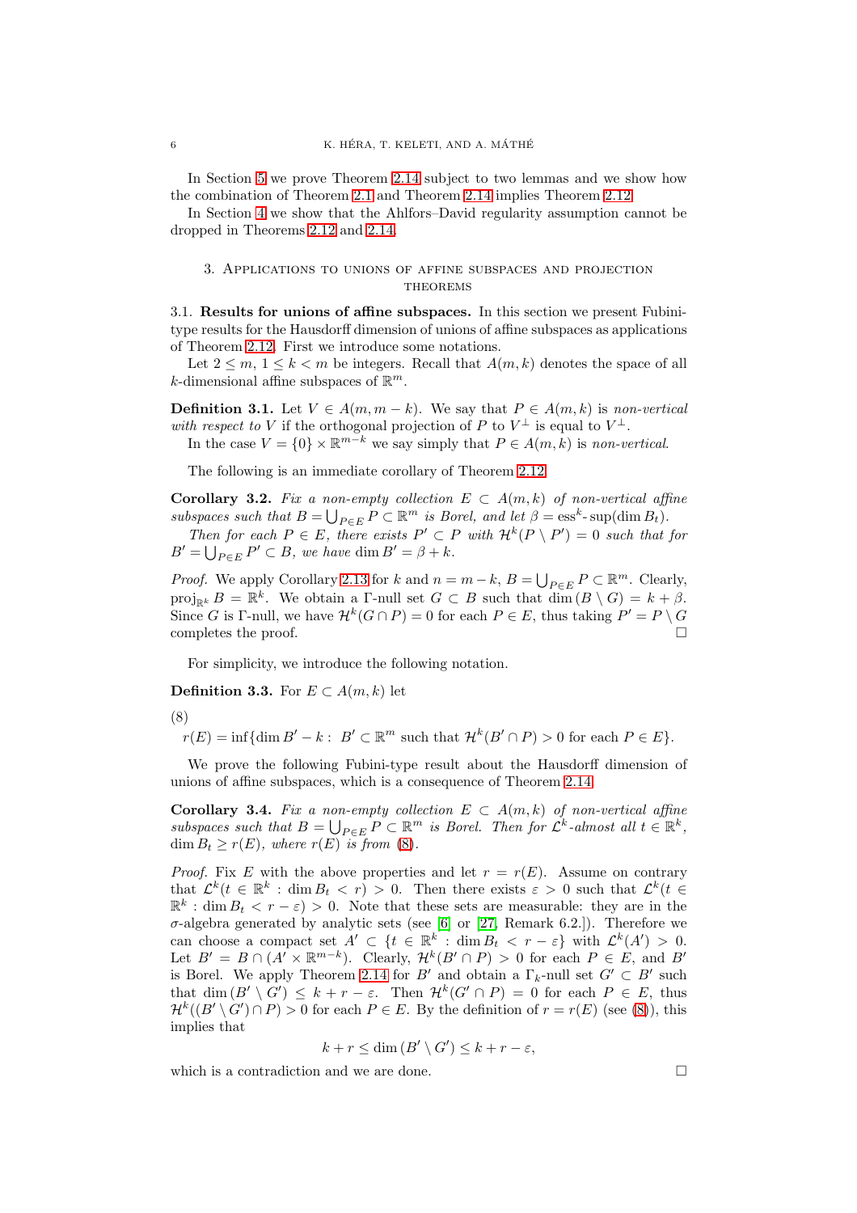In Section 5 we prove Theorem 2.14 subject to two lemmas and we show how the combination of Theorem 2.1 and Theorem 2.14 implies Theorem 2.12.

In Section 4 we show that the Ahlfors–David regularity assumption cannot be dropped in Theorems 2.12 and 2.14.

## 3. Applications to unions of affine subspaces and projection theorems

### 3.1. Results for unions of affine subspaces.

In this section we present Fubini-type results for the Hausdorff dimension of unions of affine subspaces as applications of Theorem 2.12. First we introduce some notations.

Let $2 \le m$, $1 \le k < m$ be integers. Recall that $A(m,k)$ denotes the space of all $k$-dimensional affine subspaces of $\mathbb{R}^m$.

**Definition 3.1.** Let $V \in A(m, m-k)$. We say that $P \in A(m,k)$ is *non-vertical with respect to* $V$ if the orthogonal projection of $P$ to $V^\perp$ is equal to $V^\perp$.

In the case $V = \{0\} \times \mathbb{R}^{m-k}$ we say simply that $P \in A(m,k)$ is *non-vertical*.

The following is an immediate corollary of Theorem 2.12.

**Corollary 3.2.** *Fix a non-empty collection $E \subset A(m,k)$ of non-vertical affine subspaces such that $B = \bigcup_{P \in E} P \subset \mathbb{R}^m$ is Borel, and let $\beta = \operatorname{ess}^k\text{-}\sup(\dim B_t)$.*

*Then for each $P \in E$, there exists $P' \subset P$ with $\mathcal{H}^k(P \setminus P') = 0$ such that for $B' = \bigcup_{P \in E} P' \subset B$, we have $\dim B' = \beta + k$.*

*Proof.* We apply Corollary 2.13 for $k$ and $n = m - k$, $B = \bigcup_{P \in E} P \subset \mathbb{R}^m$. Clearly, $\operatorname{proj}_{\mathbb{R}^k} B = \mathbb{R}^k$. We obtain a $\Gamma$-null set $G \subset B$ such that $\dim (B \setminus G) = k + \beta$. Since $G$ is $\Gamma$-null, we have $\mathcal{H}^k(G \cap P) = 0$ for each $P \in E$, thus taking $P' = P \setminus G$ completes the proof. $\square$

For simplicity, we introduce the following notation.

**Definition 3.3.** For $E \subset A(m,k)$ let

(8)
$$r(E) = \inf\{\dim B' - k : \ B' \subset \mathbb{R}^m \text{ such that } \mathcal{H}^k(B' \cap P) > 0 \text{ for each } P \in E\}.$$

We prove the following Fubini-type result about the Hausdorff dimension of unions of affine subspaces, which is a consequence of Theorem 2.14.

**Corollary 3.4.** *Fix a non-empty collection $E \subset A(m,k)$ of non-vertical affine subspaces such that $B = \bigcup_{P \in E} P \subset \mathbb{R}^m$ is Borel. Then for $\mathcal{L}^k$-almost all $t \in \mathbb{R}^k$, $\dim B_t \ge r(E)$, where $r(E)$ is from (8).*

*Proof.* Fix $E$ with the above properties and let $r = r(E)$. Assume on contrary that $\mathcal{L}^k(t \in \mathbb{R}^k : \dim B_t < r) > 0$. Then there exists $\varepsilon > 0$ such that $\mathcal{L}^k(t \in \mathbb{R}^k : \dim B_t < r - \varepsilon) > 0$. Note that these sets are measurable: they are in the $\sigma$-algebra generated by analytic sets (see [6] or [27, Remark 6.2.]). Therefore we can choose a compact set $A' \subset \{t \in \mathbb{R}^k : \dim B_t < r - \varepsilon\}$ with $\mathcal{L}^k(A') > 0$. Let $B' = B \cap (A' \times \mathbb{R}^{m-k})$. Clearly, $\mathcal{H}^k(B' \cap P) > 0$ for each $P \in E$, and $B'$ is Borel. We apply Theorem 2.14 for $B'$ and obtain a $\Gamma_k$-null set $G' \subset B'$ such that $\dim (B' \setminus G') \le k + r - \varepsilon$. Then $\mathcal{H}^k(G' \cap P) = 0$ for each $P \in E$, thus $\mathcal{H}^k((B' \setminus G') \cap P) > 0$ for each $P \in E$. By the definition of $r = r(E)$ (see (8)), this implies that

$$k + r \le \dim (B' \setminus G') \le k + r - \varepsilon,$$

which is a contradiction and we are done. $\square$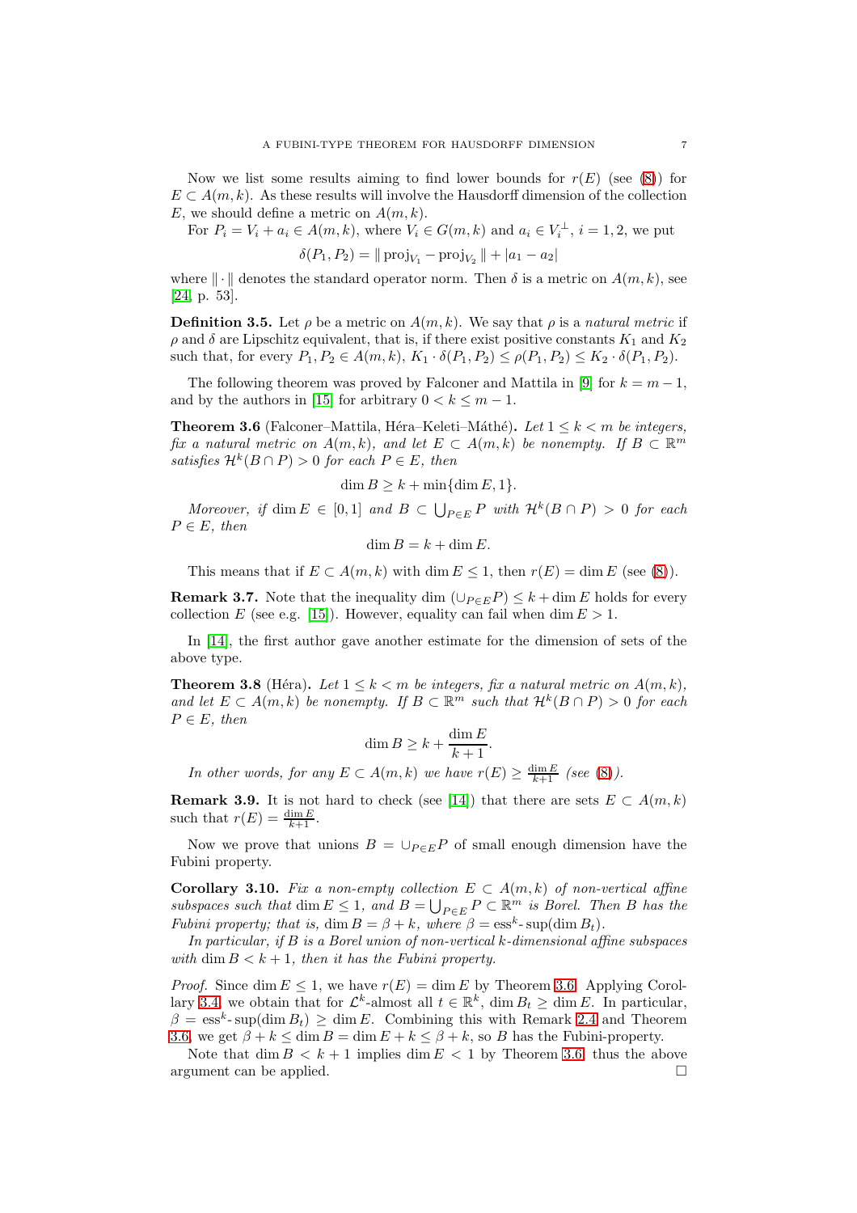Now we list some results aiming to find lower bounds for $r(E)$ (see (8)) for $E \subset A(m,k)$. As these results will involve the Hausdorff dimension of the collection $E$, we should define a metric on $A(m,k)$.

For $P_i = V_i + a_i \in A(m,k)$, where $V_i \in G(m,k)$ and $a_i \in V_i^\perp$, $i = 1,2$, we put

$$\delta(P_1, P_2) = \| \operatorname{proj}_{V_1} - \operatorname{proj}_{V_2} \| + |a_1 - a_2|$$

where $\| \cdot \|$ denotes the standard operator norm. Then $\delta$ is a metric on $A(m,k)$, see [24, p. 53].

**Definition 3.5.** Let $\rho$ be a metric on $A(m,k)$. We say that $\rho$ is a *natural metric* if $\rho$ and $\delta$ are Lipschitz equivalent, that is, if there exist positive constants $K_1$ and $K_2$ such that, for every $P_1, P_2 \in A(m,k)$, $K_1 \cdot \delta(P_1,P_2) \le \rho(P_1,P_2) \le K_2 \cdot \delta(P_1,P_2)$.

The following theorem was proved by Falconer and Mattila in [9] for $k = m-1$, and by the authors in [15] for arbitrary $0 < k \le m-1$.

**Theorem 3.6** (Falconer–Mattila, Héra–Keleti–Máthé)**.** *Let $1 \le k < m$ be integers, fix a natural metric on $A(m,k)$, and let $E \subset A(m,k)$ be nonempty. If $B \subset \mathbb{R}^m$ satisfies $\mathcal{H}^k(B \cap P) > 0$ for each $P \in E$, then*

$$\dim B \ge k + \min\{\dim E, 1\}.$$

*Moreover, if $\dim E \in [0,1]$ and $B \subset \bigcup_{P \in E} P$ with $\mathcal{H}^k(B \cap P) > 0$ for each $P \in E$, then*

$$\dim B = k + \dim E.$$

This means that if $E \subset A(m,k)$ with $\dim E \le 1$, then $r(E) = \dim E$ (see (8)).

**Remark 3.7.** Note that the inequality $\dim(\cup_{P\in E} P) \le k + \dim E$ holds for every collection $E$ (see e.g. [15]). However, equality can fail when $\dim E > 1$.

In [14], the first author gave another estimate for the dimension of sets of the above type.

**Theorem 3.8** (Héra)**.** *Let $1 \le k < m$ be integers, fix a natural metric on $A(m,k)$, and let $E \subset A(m,k)$ be nonempty. If $B \subset \mathbb{R}^m$ such that $\mathcal{H}^k(B \cap P) > 0$ for each $P \in E$, then*

$$\dim B \ge k + \frac{\dim E}{k+1}.$$

*In other words, for any $E \subset A(m,k)$ we have $r(E) \ge \frac{\dim E}{k+1}$ (see (8)).*

**Remark 3.9.** It is not hard to check (see [14]) that there are sets $E \subset A(m,k)$ such that $r(E) = \frac{\dim E}{k+1}$.

Now we prove that unions $B = \cup_{P\in E} P$ of small enough dimension have the Fubini property.

**Corollary 3.10.** *Fix a non-empty collection $E \subset A(m,k)$ of non-vertical affine subspaces such that $\dim E \le 1$, and $B = \bigcup_{P \in E} P \subset \mathbb{R}^m$ is Borel. Then $B$ has the Fubini property; that is, $\dim B = \beta + k$, where $\beta = \operatorname{ess}^k\text{-}\sup(\dim B_t)$.*

*In particular, if $B$ is a Borel union of non-vertical $k$-dimensional affine subspaces with $\dim B < k+1$, then it has the Fubini property.*

*Proof.* Since $\dim E \le 1$, we have $r(E) = \dim E$ by Theorem 3.6. Applying Corollary 3.4, we obtain that for $\mathcal{L}^k$-almost all $t \in \mathbb{R}^k$, $\dim B_t \ge \dim E$. In particular, $\beta = \operatorname{ess}^k\text{-}\sup(\dim B_t) \ge \dim E$. Combining this with Remark 2.4 and Theorem 3.6, we get $\beta + k \le \dim B = \dim E + k \le \beta + k$, so $B$ has the Fubini-property.

Note that $\dim B < k+1$ implies $\dim E < 1$ by Theorem 3.6, thus the above argument can be applied. $\square$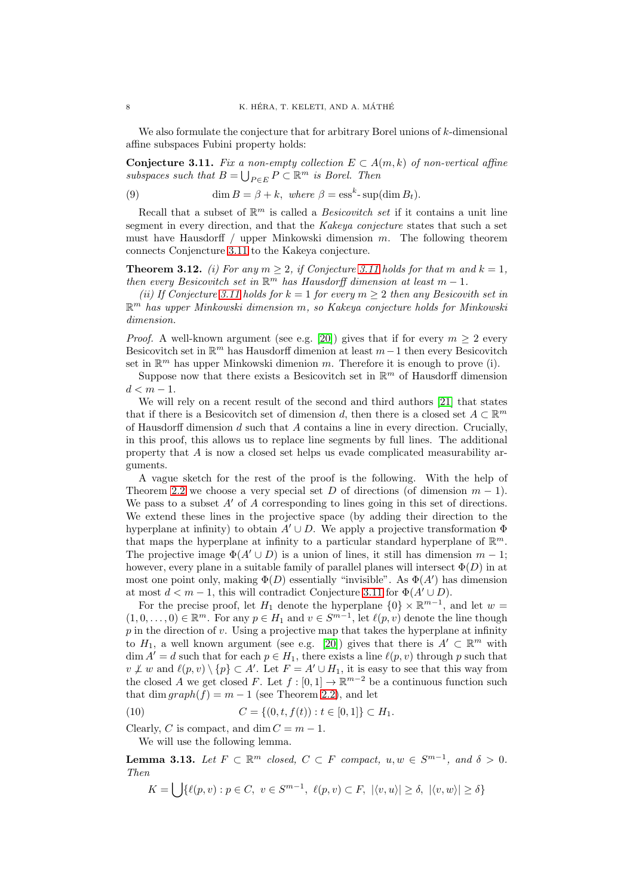We also formulate the conjecture that for arbitrary Borel unions of $k$-dimensional affine subspaces Fubini property holds:

**Conjecture 3.11.** *Fix a non-empty collection $E \subset A(m,k)$ of non-vertical affine subspaces such that $B = \bigcup_{P \in E} P \subset \mathbb{R}^m$ is Borel. Then*

$$\dim B = \beta + k, \text{ where } \beta = \text{ess}^k\text{- sup}(\dim B_t). \tag{9}$$

Recall that a subset of $\mathbb{R}^m$ is called a *Besicovitch set* if it contains a unit line segment in every direction, and that the *Kakeya conjecture* states that such a set must have Hausdorff / upper Minkowski dimension $m$. The following theorem connects Conjencture 3.11 to the Kakeya conjecture.

**Theorem 3.12.** *(i) For any $m \geq 2$, if Conjecture 3.11 holds for that $m$ and $k = 1$, then every Besicovitch set in $\mathbb{R}^m$ has Hausdorff dimension at least $m - 1$.*

*(ii) If Conjecture 3.11 holds for $k = 1$ for every $m \geq 2$ then any Besicovith set in $\mathbb{R}^m$ has upper Minkowski dimension $m$, so Kakeya conjecture holds for Minkowski dimension.*

*Proof.* A well-known argument (see e.g. [20]) gives that if for every $m \geq 2$ every Besicovitch set in $\mathbb{R}^m$ has Hausdorff dimenion at least $m-1$ then every Besicovitch set in $\mathbb{R}^m$ has upper Minkowski dimenion $m$. Therefore it is enough to prove (i).

Suppose now that there exists a Besicovitch set in $\mathbb{R}^m$ of Hausdorff dimension $d < m - 1$.

We will rely on a recent result of the second and third authors [21] that states that if there is a Besicovitch set of dimension $d$, then there is a closed set $A \subset \mathbb{R}^m$ of Hausdorff dimension $d$ such that $A$ contains a line in every direction. Crucially, in this proof, this allows us to replace line segments by full lines. The additional property that $A$ is now a closed set helps us evade complicated measurability arguments.

A vague sketch for the rest of the proof is the following. With the help of Theorem 2.2 we choose a very special set $D$ of directions (of dimension $m - 1$). We pass to a subset $A'$ of $A$ corresponding to lines going in this set of directions. We extend these lines in the projective space (by adding their direction to the hyperplane at infinity) to obtain $A' \cup D$. We apply a projective transformation $\Phi$ that maps the hyperplane at infinity to a particular standard hyperplane of $\mathbb{R}^m$. The projective image $\Phi(A' \cup D)$ is a union of lines, it still has dimension $m - 1$; however, every plane in a suitable family of parallel planes will intersect $\Phi(D)$ in at most one point only, making $\Phi(D)$ essentially "invisible". As $\Phi(A')$ has dimension at most $d < m - 1$, this will contradict Conjecture 3.11 for $\Phi(A' \cup D)$.

For the precise proof, let $H_1$ denote the hyperplane $\{0\} \times \mathbb{R}^{m-1}$, and let $w = (1, 0, \ldots, 0) \in \mathbb{R}^m$. For any $p \in H_1$ and $v \in S^{m-1}$, let $\ell(p, v)$ denote the line though $p$ in the direction of $v$. Using a projective map that takes the hyperplane at infinity to $H_1$, a well known argument (see e.g. [20]) gives that there is $A' \subset \mathbb{R}^m$ with $\dim A' = d$ such that for each $p \in H_1$, there exists a line $\ell(p, v)$ through $p$ such that $v \not\perp w$ and $\ell(p, v) \setminus \{p\} \subset A'$. Let $F = A' \cup H_1$, it is easy to see that this way from the closed $A$ we get closed $F$. Let $f : [0, 1] \to \mathbb{R}^{m-2}$ be a continuous function such that $\dim graph(f) = m - 1$ (see Theorem 2.2), and let

$$C = \{(0, t, f(t)) : t \in [0, 1]\} \subset H_1. \tag{10}$$

Clearly, $C$ is compact, and $\dim C = m - 1$.

We will use the following lemma.

**Lemma 3.13.** *Let $F \subset \mathbb{R}^m$ closed, $C \subset F$ compact, $u, w \in S^{m-1}$, and $\delta > 0$. Then*

$$K = \bigcup \{\ell(p, v) : p \in C, \ v \in S^{m-1}, \ \ell(p, v) \subset F, \ |\langle v, u\rangle| \geq \delta, \ |\langle v, w\rangle| \geq \delta\}$$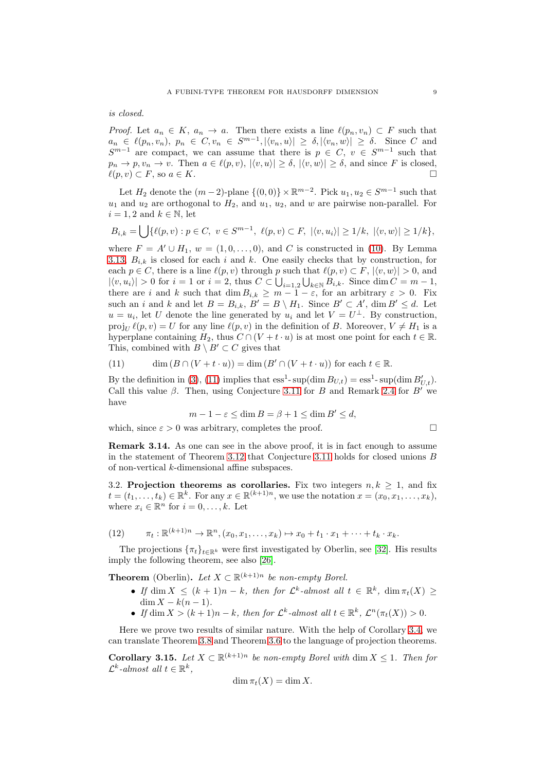*is closed.*

*Proof.* Let $a_n \in K$, $a_n \to a$. Then there exists a line $\ell(p_n, v_n) \subset F$ such that $a_n \in \ell(p_n, v_n)$, $p_n \in C, v_n \in S^{m-1}, |\langle v_n, u\rangle| \geq \delta, |\langle v_n, w\rangle| \geq \delta$. Since $C$ and $S^{m-1}$ are compact, we can assume that there is $p \in C$, $v \in S^{m-1}$ such that $p_n \to p, v_n \to v$. Then $a \in \ell(p,v)$, $|\langle v, u\rangle| \geq \delta$, $|\langle v, w\rangle| \geq \delta$, and since $F$ is closed, $\ell(p,v) \subset F$, so $a \in K$. □

Let $H_2$ denote the $(m-2)$-plane $\{(0,0)\} \times \mathbb{R}^{m-2}$. Pick $u_1, u_2 \in S^{m-1}$ such that $u_1$ and $u_2$ are orthogonal to $H_2$, and $u_1$, $u_2$, and $w$ are pairwise non-parallel. For $i = 1,2$ and $k \in \mathbb{N}$, let

$$B_{i,k} = \bigcup \{\ell(p,v) : p \in C,\ v \in S^{m-1},\ \ell(p,v) \subset F,\ |\langle v, u_i\rangle| \geq 1/k,\ |\langle v, w\rangle| \geq 1/k\},$$

where $F = A' \cup H_1$, $w = (1, 0, \dots, 0)$, and $C$ is constructed in (10). By Lemma 3.13, $B_{i,k}$ is closed for each $i$ and $k$. One easily checks that by construction, for each $p \in C$, there is a line $\ell(p,v)$ through $p$ such that $\ell(p,v) \subset F$, $|\langle v, w\rangle| > 0$, and $|\langle v, u_i\rangle| > 0$ for $i = 1$ or $i = 2$, thus $C \subset \bigcup_{i=1,2} \bigcup_{k \in \mathbb{N}} B_{i,k}$. Since $\dim C = m-1$, there are $i$ and $k$ such that $\dim B_{i,k} \geq m - 1 - \varepsilon$, for an arbitrary $\varepsilon > 0$. Fix such an $i$ and $k$ and let $B = B_{i,k}$, $B' = B \setminus H_1$. Since $B' \subset A'$, $\dim B' \leq d$. Let $u = u_i$, let $U$ denote the line generated by $u_i$ and let $V = U^{\perp}$. By construction, $\text{proj}_U\, \ell(p,v) = U$ for any line $\ell(p,v)$ in the definition of $B$. Moreover, $V \neq H_1$ is a hyperplane containing $H_2$, thus $C \cap (V + t \cdot u)$ is at most one point for each $t \in \mathbb{R}$. This, combined with $B \setminus B' \subset C$ gives that

$$\dim (B \cap (V + t\cdot u)) = \dim (B' \cap (V + t \cdot u)) \text{ for each } t \in \mathbb{R}. \tag{11}$$

By the definition in (3), (11) implies that $\text{ess}^1\text{-}\sup(\dim B_{U,t}) = \text{ess}^1\text{-}\sup(\dim B'_{U,t})$. Call this value $\beta$. Then, using Conjecture 3.11 for $B$ and Remark 2.4 for $B'$ we have

$$m - 1 - \varepsilon \leq \dim B = \beta + 1 \leq \dim B' \leq d,$$

which, since $\varepsilon > 0$ was arbitrary, completes the proof. □

**Remark 3.14.** As one can see in the above proof, it is in fact enough to assume in the statement of Theorem 3.12 that Conjecture 3.11 holds for closed unions $B$ of non-vertical $k$-dimensional affine subspaces.

3.2. **Projection theorems as corollaries.** Fix two integers $n, k \geq 1$, and fix $t = (t_1, \dots, t_k) \in \mathbb{R}^k$. For any $x \in \mathbb{R}^{(k+1)n}$, we use the notation $x = (x_0, x_1, \dots, x_k)$, where $x_i \in \mathbb{R}^n$ for $i = 0, \dots, k$. Let

$$\pi_t : \mathbb{R}^{(k+1)n} \to \mathbb{R}^n, (x_0, x_1, \dots, x_k) \mapsto x_0 + t_1 \cdot x_1 + \dots + t_k \cdot x_k. \tag{12}$$

The projections $\{\pi_t\}_{t \in \mathbb{R}^k}$ were first investigated by Oberlin, see [32]. His results imply the following theorem, see also [26].

**Theorem** (Oberlin). *Let $X \subset \mathbb{R}^{(k+1)n}$ be non-empty Borel.*

- *If $\dim X \leq (k+1)n - k$, then for $\mathcal{L}^k$-almost all $t \in \mathbb{R}^k$, $\dim \pi_t(X) \geq \dim X - k(n-1)$.*
- *If $\dim X > (k+1)n - k$, then for $\mathcal{L}^k$-almost all $t \in \mathbb{R}^k$, $\mathcal{L}^n(\pi_t(X)) > 0$.*

Here we prove two results of similar nature. With the help of Corollary 3.4, we can translate Theorem 3.8 and Theorem 3.6 to the language of projection theorems.

**Corollary 3.15.** *Let $X \subset \mathbb{R}^{(k+1)n}$ be non-empty Borel with $\dim X \leq 1$. Then for $\mathcal{L}^k$-almost all $t \in \mathbb{R}^k$,*

$$\dim \pi_t(X) = \dim X.$$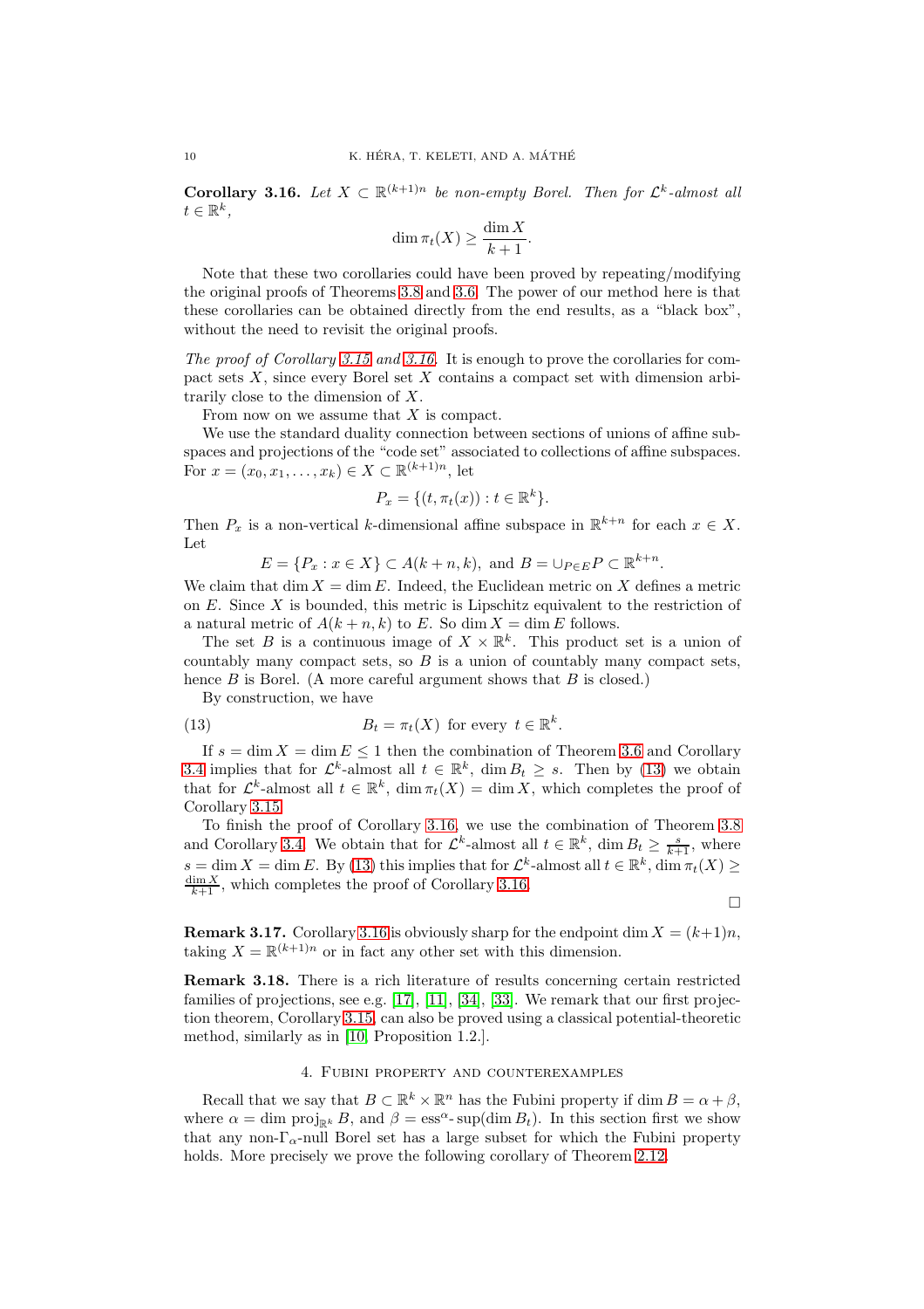**Corollary 3.16.** *Let $X \subset \mathbb{R}^{(k+1)n}$ be non-empty Borel. Then for $\mathcal{L}^k$-almost all $t \in \mathbb{R}^k$,*

$$\dim \pi_t(X) \geq \frac{\dim X}{k+1}.$$

Note that these two corollaries could have been proved by repeating/modifying the original proofs of Theorems 3.8 and 3.6. The power of our method here is that these corollaries can be obtained directly from the end results, as a "black box", without the need to revisit the original proofs.

*The proof of Corollary 3.15 and 3.16.* It is enough to prove the corollaries for compact sets $X$, since every Borel set $X$ contains a compact set with dimension arbitrarily close to the dimension of $X$.

From now on we assume that $X$ is compact.

We use the standard duality connection between sections of unions of affine subspaces and projections of the "code set" associated to collections of affine subspaces. For $x = (x_0, x_1, \dots, x_k) \in X \subset \mathbb{R}^{(k+1)n}$, let

$$P_x = \{(t, \pi_t(x)) : t \in \mathbb{R}^k\}.$$

Then $P_x$ is a non-vertical $k$-dimensional affine subspace in $\mathbb{R}^{k+n}$ for each $x \in X$. Let

$$E = \{P_x : x \in X\} \subset A(k+n, k), \text{ and } B = \cup_{P \in E} P \subset \mathbb{R}^{k+n}.$$

We claim that $\dim X = \dim E$. Indeed, the Euclidean metric on $X$ defines a metric on $E$. Since $X$ is bounded, this metric is Lipschitz equivalent to the restriction of a natural metric of $A(k+n,k)$ to $E$. So $\dim X = \dim E$ follows.

The set $B$ is a continuous image of $X \times \mathbb{R}^k$. This product set is a union of countably many compact sets, so $B$ is a union of countably many compact sets, hence $B$ is Borel. (A more careful argument shows that $B$ is closed.)

By construction, we have

$$B_t = \pi_t(X) \text{ for every } t \in \mathbb{R}^k. \tag{13}$$

If $s = \dim X = \dim E \leq 1$ then the combination of Theorem 3.6 and Corollary 3.4 implies that for $\mathcal{L}^k$-almost all $t \in \mathbb{R}^k$, $\dim B_t \geq s$. Then by (13) we obtain that for $\mathcal{L}^k$-almost all $t \in \mathbb{R}^k$, $\dim \pi_t(X) = \dim X$, which completes the proof of Corollary 3.15.

To finish the proof of Corollary 3.16, we use the combination of Theorem 3.8 and Corollary 3.4. We obtain that for $\mathcal{L}^k$-almost all $t \in \mathbb{R}^k$, $\dim B_t \geq \frac{s}{k+1}$, where $s = \dim X = \dim E$. By (13) this implies that for $\mathcal{L}^k$-almost all $t \in \mathbb{R}^k$, $\dim \pi_t(X) \geq \frac{\dim X}{k+1}$, which completes the proof of Corollary 3.16.

□

**Remark 3.17.** Corollary 3.16 is obviously sharp for the endpoint $\dim X = (k+1)n$, taking $X = \mathbb{R}^{(k+1)n}$ or in fact any other set with this dimension.

**Remark 3.18.** There is a rich literature of results concerning certain restricted families of projections, see e.g. [17], [11], [34], [33]. We remark that our first projection theorem, Corollary 3.15, can also be proved using a classical potential-theoretic method, similarly as in [10, Proposition 1.2.].

## 4. Fubini property and counterexamples

Recall that we say that $B \subset \mathbb{R}^k \times \mathbb{R}^n$ has the Fubini property if $\dim B = \alpha + \beta$, where $\alpha = \dim \operatorname{proj}_{\mathbb{R}^k} B$, and $\beta = \operatorname{ess}^{\alpha}\text{-}\sup(\dim B_t)$. In this section first we show that any non-$\Gamma_\alpha$-null Borel set has a large subset for which the Fubini property holds. More precisely we prove the following corollary of Theorem 2.12.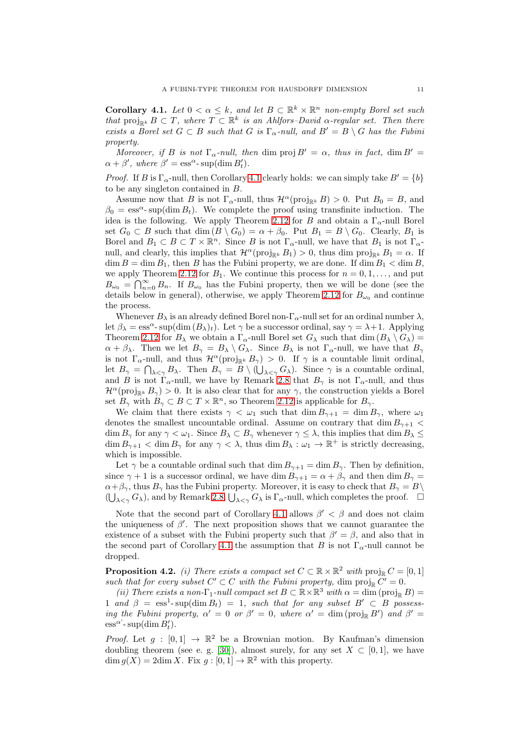**Corollary 4.1.** *Let $0 < \alpha \le k$, and let $B \subset \mathbb{R}^k \times \mathbb{R}^n$ non-empty Borel set such that $\operatorname{proj}_{\mathbb{R}^k} B \subset T$, where $T \subset \mathbb{R}^k$ is an Ahlfors–David $\alpha$-regular set. Then there exists a Borel set $G \subset B$ such that $G$ is $\Gamma_\alpha$-null, and $B' = B \setminus G$ has the Fubini property.*

*Moreover, if $B$ is not $\Gamma_\alpha$-null, then $\dim \operatorname{proj} B' = \alpha$, thus in fact, $\dim B' = \alpha + \beta'$, where $\beta' = \operatorname{ess}^\alpha\text{-}\sup(\dim B'_t)$.*

*Proof.* If $B$ is $\Gamma_\alpha$-null, then Corollary 4.1 clearly holds: we can simply take $B' = \{b\}$ to be any singleton contained in $B$.

Assume now that $B$ is not $\Gamma_\alpha$-null, thus $\mathcal{H}^\alpha(\operatorname{proj}_{\mathbb{R}^k} B) > 0$. Put $B_0 = B$, and $\beta_0 = \operatorname{ess}^\alpha\text{-}\sup(\dim B_t)$. We complete the proof using transfinite induction. The idea is the following. We apply Theorem 2.12 for $B$ and obtain a $\Gamma_\alpha$-null Borel set $G_0 \subset B$ such that $\dim(B \setminus G_0) = \alpha + \beta_0$. Put $B_1 = B \setminus G_0$. Clearly, $B_1$ is Borel and $B_1 \subset B \subset T \times \mathbb{R}^n$. Since $B$ is not $\Gamma_\alpha$-null, we have that $B_1$ is not $\Gamma_\alpha$-null, and clearly, this implies that $\mathcal{H}^\alpha(\operatorname{proj}_{\mathbb{R}^k} B_1) > 0$, thus $\dim \operatorname{proj}_{\mathbb{R}^k} B_1 = \alpha$. If $\dim B = \dim B_1$, then $B$ has the Fubini property, we are done. If $\dim B_1 < \dim B$, we apply Theorem 2.12 for $B_1$. We continue this process for $n = 0, 1, \dots$, and put $B_{\omega_0} = \bigcap_{n=0}^\infty B_n$. If $B_{\omega_0}$ has the Fubini property, then we will be done (see the details below in general), otherwise, we apply Theorem 2.12 for $B_{\omega_0}$ and continue the process.

Whenever $B_\lambda$ is an already defined Borel non-$\Gamma_\alpha$-null set for an ordinal number $\lambda$, let $\beta_\lambda = \operatorname{ess}^\alpha\text{-}\sup(\dim (B_\lambda)_t)$. Let $\gamma$ be a successor ordinal, say $\gamma = \lambda + 1$. Applying Theorem 2.12 for $B_\lambda$ we obtain a $\Gamma_\alpha$-null Borel set $G_\lambda$ such that $\dim(B_\lambda \setminus G_\lambda) = \alpha + \beta_\lambda$. Then we let $B_\gamma = B_\lambda \setminus G_\lambda$. Since $B_\lambda$ is not $\Gamma_\alpha$-null, we have that $B_\gamma$ is not $\Gamma_\alpha$-null, and thus $\mathcal{H}^\alpha(\operatorname{proj}_{\mathbb{R}^k} B_\gamma) > 0$. If $\gamma$ is a countable limit ordinal, let $B_\gamma = \bigcap_{\lambda<\gamma} B_\lambda$. Then $B_\gamma = B \setminus (\bigcup_{\lambda<\gamma} G_\lambda)$. Since $\gamma$ is a countable ordinal, and $B$ is not $\Gamma_\alpha$-null, we have by Remark 2.8 that $B_\gamma$ is not $\Gamma_\alpha$-null, and thus $\mathcal{H}^\alpha(\operatorname{proj}_{\mathbb{R}^k} B_\gamma) > 0$. It is also clear that for any $\gamma$, the construction yields a Borel set $B_\gamma$ with $B_\gamma \subset B \subset T \times \mathbb{R}^n$, so Theorem 2.12 is applicable for $B_\gamma$.

We claim that there exists $\gamma < \omega_1$ such that $\dim B_{\gamma+1} = \dim B_\gamma$, where $\omega_1$ denotes the smallest uncountable ordinal. Assume on contrary that $\dim B_{\gamma+1} < \dim B_\gamma$ for any $\gamma < \omega_1$. Since $B_\lambda \subset B_\gamma$ whenever $\gamma \le \lambda$, this implies that $\dim B_\lambda \le \dim B_{\gamma+1} < \dim B_\gamma$ for any $\gamma < \lambda$, thus $\dim B_\lambda : \omega_1 \to \mathbb{R}^+$ is strictly decreasing, which is impossible.

Let $\gamma$ be a countable ordinal such that $\dim B_{\gamma+1} = \dim B_\gamma$. Then by definition, since $\gamma + 1$ is a successor ordinal, we have $\dim B_{\gamma+1} = \alpha + \beta_\gamma$ and then $\dim B_\gamma = \alpha + \beta_\gamma$, thus $B_\gamma$ has the Fubini property. Moreover, it is easy to check that $B_\gamma = B \setminus (\bigcup_{\lambda<\gamma} G_\lambda)$, and by Remark 2.8, $\bigcup_{\lambda<\gamma} G_\lambda$ is $\Gamma_\alpha$-null, which completes the proof. $\square$

Note that the second part of Corollary 4.1 allows $\beta' < \beta$ and does not claim the uniqueness of $\beta'$. The next proposition shows that we cannot guarantee the existence of a subset with the Fubini property such that $\beta' = \beta$, and also that in the second part of Corollary 4.1 the assumption that $B$ is not $\Gamma_\alpha$-null cannot be dropped.

**Proposition 4.2.** *(i) There exists a compact set $C \subset \mathbb{R} \times \mathbb{R}^2$ with $\operatorname{proj}_{\mathbb{R}} C = [0, 1]$ such that for every subset $C' \subset C$ with the Fubini property, $\dim \operatorname{proj}_{\mathbb{R}} C' = 0$.*

*(ii) There exists a non-$\Gamma_1$-null compact set $B \subset \mathbb{R} \times \mathbb{R}^3$ with $\alpha = \dim(\operatorname{proj}_{\mathbb{R}} B) = 1$ and $\beta = \operatorname{ess}^1\text{-}\sup(\dim B_t) = 1$, such that for any subset $B' \subset B$ possessing the Fubini property, $\alpha' = 0$ or $\beta' = 0$, where $\alpha' = \dim(\operatorname{proj}_{\mathbb{R}} B')$ and $\beta' = \operatorname{ess}^{\alpha'}\text{-}\sup(\dim B'_t)$.*

*Proof.* Let $g : [0, 1] \to \mathbb{R}^2$ be a Brownian motion. By Kaufman's dimension doubling theorem (see e. g. [30]), almost surely, for any set $X \subset [0, 1]$, we have $\dim g(X) = 2\dim X$. Fix $g : [0, 1] \to \mathbb{R}^2$ with this property.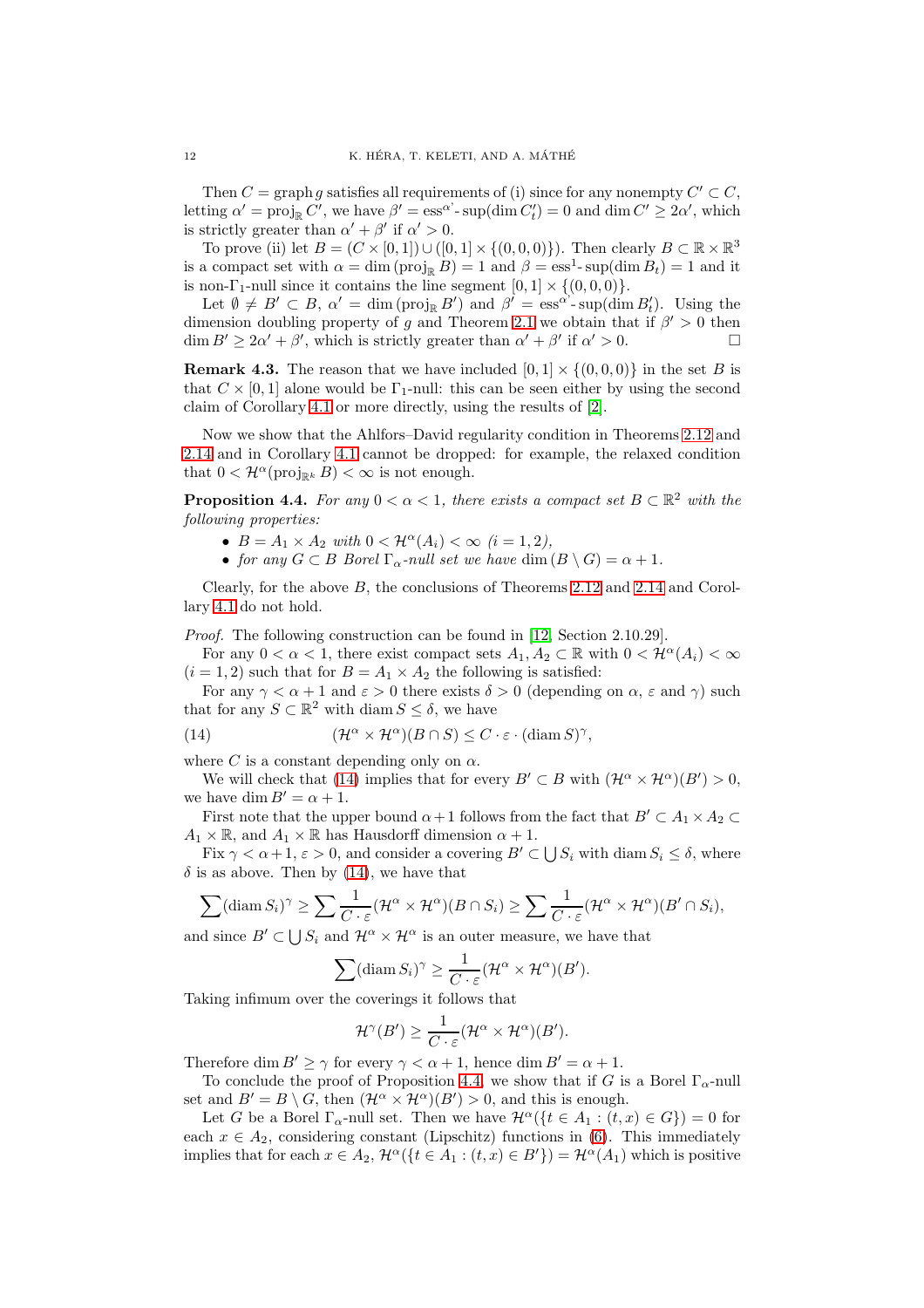Then $C = \operatorname{graph} g$ satisfies all requirements of (i) since for any nonempty $C' \subset C$, letting $\alpha' = \operatorname{proj}_{\mathbb{R}} C'$, we have $\beta' = \operatorname{ess}^{\alpha'}\text{-}\sup(\dim C'_t) = 0$ and $\dim C' \geq 2\alpha'$, which is strictly greater than $\alpha' + \beta'$ if $\alpha' > 0$.

To prove (ii) let $B = (C \times [0,1]) \cup ([0,1] \times \{(0,0,0)\})$. Then clearly $B \subset \mathbb{R} \times \mathbb{R}^3$ is a compact set with $\alpha = \dim(\operatorname{proj}_{\mathbb{R}} B) = 1$ and $\beta = \operatorname{ess}^1\text{-}\sup(\dim B_t) = 1$ and it is non-$\Gamma_1$-null since it contains the line segment $[0,1] \times \{(0,0,0)\}$.

Let $\emptyset \neq B' \subset B$, $\alpha' = \dim(\operatorname{proj}_{\mathbb{R}} B')$ and $\beta' = \operatorname{ess}^{\alpha'}\text{-}\sup(\dim B'_t)$. Using the dimension doubling property of $g$ and Theorem 2.1 we obtain that if $\beta' > 0$ then $\dim B' \geq 2\alpha' + \beta'$, which is strictly greater than $\alpha' + \beta'$ if $\alpha' > 0$. □

**Remark 4.3.** The reason that we have included $[0,1] \times \{(0,0,0)\}$ in the set $B$ is that $C \times [0,1]$ alone would be $\Gamma_1$-null: this can be seen either by using the second claim of Corollary 4.1 or more directly, using the results of [2].

Now we show that the Ahlfors–David regularity condition in Theorems 2.12 and 2.14 and in Corollary 4.1 cannot be dropped: for example, the relaxed condition that $0 < \mathcal{H}^\alpha(\operatorname{proj}_{\mathbb{R}^k} B) < \infty$ is not enough.

**Proposition 4.4.** *For any $0 < \alpha < 1$, there exists a compact set $B \subset \mathbb{R}^2$ with the following properties:*

- *$B = A_1 \times A_2$ with $0 < \mathcal{H}^\alpha(A_i) < \infty$ $(i = 1, 2)$,*
- *for any $G \subset B$ Borel $\Gamma_\alpha$-null set we have $\dim(B \setminus G) = \alpha + 1$.*

Clearly, for the above $B$, the conclusions of Theorems 2.12 and 2.14 and Corollary 4.1 do not hold.

*Proof.* The following construction can be found in [12, Section 2.10.29].

For any $0 < \alpha < 1$, there exist compact sets $A_1, A_2 \subset \mathbb{R}$ with $0 < \mathcal{H}^\alpha(A_i) < \infty$ $(i = 1, 2)$ such that for $B = A_1 \times A_2$ the following is satisfied:

For any $\gamma < \alpha + 1$ and $\varepsilon > 0$ there exists $\delta > 0$ (depending on $\alpha$, $\varepsilon$ and $\gamma$) such that for any $S \subset \mathbb{R}^2$ with $\operatorname{diam} S \leq \delta$, we have

$$(\mathcal{H}^\alpha \times \mathcal{H}^\alpha)(B \cap S) \leq C \cdot \varepsilon \cdot (\operatorname{diam} S)^\gamma, \tag{14}$$

where $C$ is a constant depending only on $\alpha$.

We will check that (14) implies that for every $B' \subset B$ with $(\mathcal{H}^\alpha \times \mathcal{H}^\alpha)(B') > 0$, we have $\dim B' = \alpha + 1$.

First note that the upper bound $\alpha + 1$ follows from the fact that $B' \subset A_1 \times A_2 \subset A_1 \times \mathbb{R}$, and $A_1 \times \mathbb{R}$ has Hausdorff dimension $\alpha + 1$.

Fix $\gamma < \alpha + 1$, $\varepsilon > 0$, and consider a covering $B' \subset \bigcup S_i$ with $\operatorname{diam} S_i \leq \delta$, where $\delta$ is as above. Then by (14), we have that

$$\sum (\operatorname{diam} S_i)^\gamma \geq \sum \frac{1}{C \cdot \varepsilon} (\mathcal{H}^\alpha \times \mathcal{H}^\alpha)(B \cap S_i) \geq \sum \frac{1}{C \cdot \varepsilon} (\mathcal{H}^\alpha \times \mathcal{H}^\alpha)(B' \cap S_i),$$

and since $B' \subset \bigcup S_i$ and $\mathcal{H}^\alpha \times \mathcal{H}^\alpha$ is an outer measure, we have that

$$\sum (\operatorname{diam} S_i)^\gamma \geq \frac{1}{C \cdot \varepsilon} (\mathcal{H}^\alpha \times \mathcal{H}^\alpha)(B').$$

Taking infimum over the coverings it follows that

$$\mathcal{H}^\gamma(B') \geq \frac{1}{C \cdot \varepsilon} (\mathcal{H}^\alpha \times \mathcal{H}^\alpha)(B').$$

Therefore $\dim B' \geq \gamma$ for every $\gamma < \alpha + 1$, hence $\dim B' = \alpha + 1$.

To conclude the proof of Proposition 4.4, we show that if $G$ is a Borel $\Gamma_\alpha$-null set and $B' = B \setminus G$, then $(\mathcal{H}^\alpha \times \mathcal{H}^\alpha)(B') > 0$, and this is enough.

Let $G$ be a Borel $\Gamma_\alpha$-null set. Then we have $\mathcal{H}^\alpha(\{t \in A_1 : (t, x) \in G\}) = 0$ for each $x \in A_2$, considering constant (Lipschitz) functions in (6). This immediately implies that for each $x \in A_2$, $\mathcal{H}^\alpha(\{t \in A_1 : (t, x) \in B'\}) = \mathcal{H}^\alpha(A_1)$ which is positive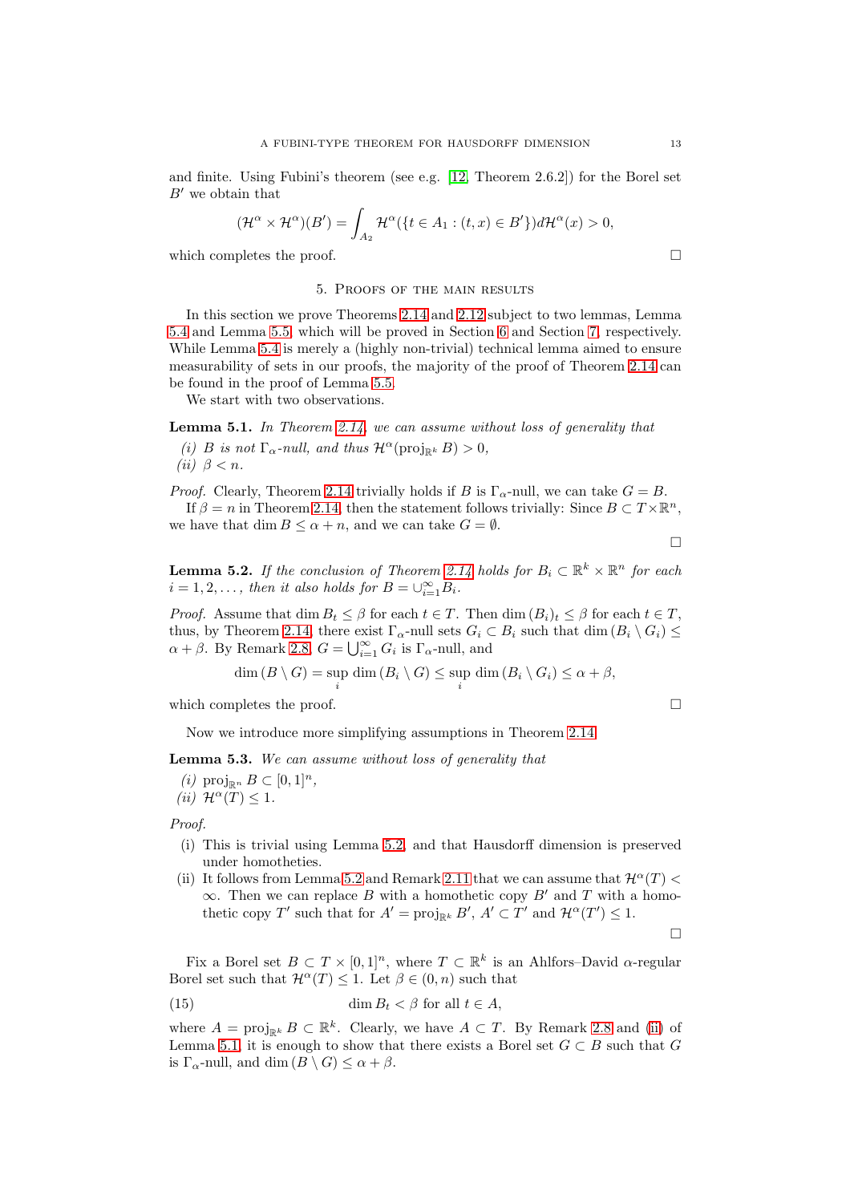and finite. Using Fubini's theorem (see e.g. [12, Theorem 2.6.2]) for the Borel set $B'$ we obtain that

$$(\mathcal{H}^\alpha \times \mathcal{H}^\alpha)(B') = \int_{A_2} \mathcal{H}^\alpha(\{t \in A_1 : (t,x) \in B'\}) d\mathcal{H}^\alpha(x) > 0,$$

which completes the proof. □

## 5. Proofs of the main results

In this section we prove Theorems 2.14 and 2.12 subject to two lemmas, Lemma 5.4 and Lemma 5.5, which will be proved in Section 6 and Section 7, respectively. While Lemma 5.4 is merely a (highly non-trivial) technical lemma aimed to ensure measurability of sets in our proofs, the majority of the proof of Theorem 2.14 can be found in the proof of Lemma 5.5.

We start with two observations.

**Lemma 5.1.** *In Theorem 2.14, we can assume without loss of generality that*

*(i) $B$ is not $\Gamma_\alpha$-null, and thus $\mathcal{H}^\alpha(\operatorname{proj}_{\mathbb{R}^k} B) > 0$,*
*(ii) $\beta < n$.*

*Proof.* Clearly, Theorem 2.14 trivially holds if $B$ is $\Gamma_\alpha$-null, we can take $G = B$.

If $\beta = n$ in Theorem 2.14, then the statement follows trivially: Since $B \subset T \times \mathbb{R}^n$, we have that $\dim B \leq \alpha + n$, and we can take $G = \emptyset$. □

**Lemma 5.2.** *If the conclusion of Theorem 2.14 holds for $B_i \subset \mathbb{R}^k \times \mathbb{R}^n$ for each $i = 1, 2, \dots,$ then it also holds for $B = \cup_{i=1}^\infty B_i$.*

*Proof.* Assume that $\dim B_t \leq \beta$ for each $t \in T$. Then $\dim (B_i)_t \leq \beta$ for each $t \in T$, thus, by Theorem 2.14, there exist $\Gamma_\alpha$-null sets $G_i \subset B_i$ such that $\dim (B_i \setminus G_i) \leq \alpha + \beta$. By Remark 2.8, $G = \bigcup_{i=1}^\infty G_i$ is $\Gamma_\alpha$-null, and

$$\dim (B \setminus G) = \sup_i \dim (B_i \setminus G) \leq \sup_i \dim (B_i \setminus G_i) \leq \alpha + \beta,$$

which completes the proof. □

Now we introduce more simplifying assumptions in Theorem 2.14.

**Lemma 5.3.** *We can assume without loss of generality that*

*(i) $\operatorname{proj}_{\mathbb{R}^n} B \subset [0,1]^n$,*
*(ii) $\mathcal{H}^\alpha(T) \leq 1$.*

*Proof.*

(i) This is trivial using Lemma 5.2, and that Hausdorff dimension is preserved under homotheties.
(ii) It follows from Lemma 5.2 and Remark 2.11 that we can assume that $\mathcal{H}^\alpha(T) < \infty$. Then we can replace $B$ with a homothetic copy $B'$ and $T$ with a homothetic copy $T'$ such that for $A' = \operatorname{proj}_{\mathbb{R}^k} B'$, $A' \subset T'$ and $\mathcal{H}^\alpha(T') \leq 1$.

□

Fix a Borel set $B \subset T \times [0,1]^n$, where $T \subset \mathbb{R}^k$ is an Ahlfors–David $\alpha$-regular Borel set such that $\mathcal{H}^\alpha(T) \leq 1$. Let $\beta \in (0,n)$ such that

$$\dim B_t < \beta \text{ for all } t \in A, \tag{15}$$

where $A = \operatorname{proj}_{\mathbb{R}^k} B \subset \mathbb{R}^k$. Clearly, we have $A \subset T$. By Remark 2.8 and (ii) of Lemma 5.1, it is enough to show that there exists a Borel set $G \subset B$ such that $G$ is $\Gamma_\alpha$-null, and $\dim (B \setminus G) \leq \alpha + \beta$.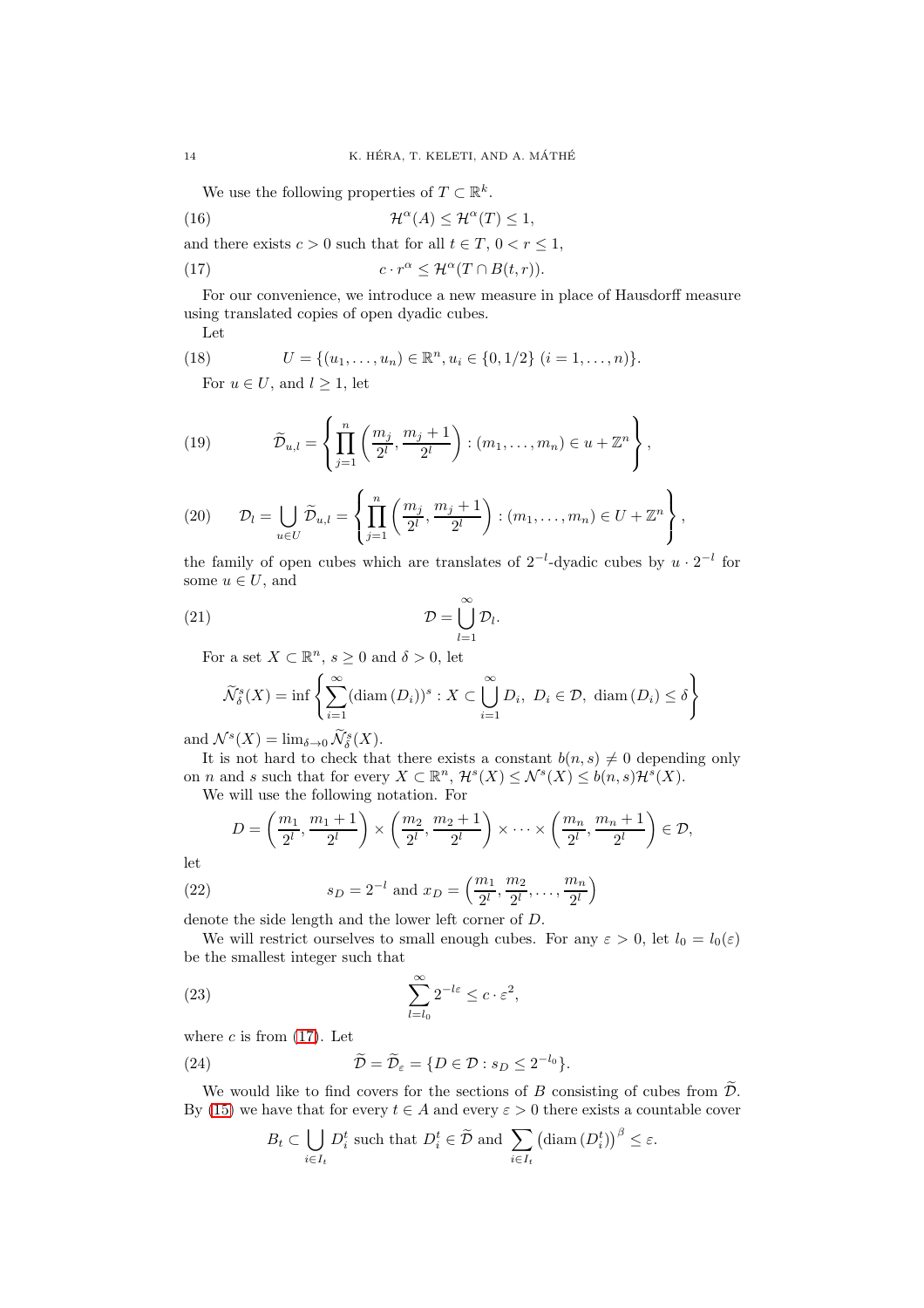We use the following properties of $T \subset \mathbb{R}^k$.

$$\mathcal{H}^\alpha(A) \le \mathcal{H}^\alpha(T) \le 1, \tag{16}$$

and there exists $c > 0$ such that for all $t \in T$, $0 < r \le 1$,

$$c \cdot r^\alpha \le \mathcal{H}^\alpha(T \cap B(t,r)). \tag{17}$$

For our convenience, we introduce a new measure in place of Hausdorff measure using translated copies of open dyadic cubes.

Let

$$U = \{(u_1, \dots, u_n) \in \mathbb{R}^n, u_i \in \{0, 1/2\} \ (i = 1, \dots, n)\}. \tag{18}$$

For $u \in U$, and $l \ge 1$, let

$$\widetilde{\mathcal{D}}_{u,l} = \left\{ \prod_{j=1}^n \left( \frac{m_j}{2^l}, \frac{m_j + 1}{2^l} \right) : (m_1, \dots, m_n) \in u + \mathbb{Z}^n \right\}, \tag{19}$$

$$\mathcal{D}_l = \bigcup_{u \in U} \widetilde{\mathcal{D}}_{u,l} = \left\{ \prod_{j=1}^n \left( \frac{m_j}{2^l}, \frac{m_j + 1}{2^l} \right) : (m_1, \dots, m_n) \in U + \mathbb{Z}^n \right\}, \tag{20}$$

the family of open cubes which are translates of $2^{-l}$-dyadic cubes by $u \cdot 2^{-l}$ for some $u \in U$, and

$$\mathcal{D} = \bigcup_{l=1}^\infty \mathcal{D}_l. \tag{21}$$

For a set $X \subset \mathbb{R}^n$, $s \ge 0$ and $\delta > 0$, let

$$\widetilde{\mathcal{N}}^s_\delta(X) = \inf \left\{ \sum_{i=1}^\infty (\operatorname{diam}(D_i))^s : X \subset \bigcup_{i=1}^\infty D_i, \ D_i \in \mathcal{D}, \ \operatorname{diam}(D_i) \le \delta \right\}$$

and $\mathcal{N}^s(X) = \lim_{\delta \to 0} \widetilde{\mathcal{N}}^s_\delta(X)$.

It is not hard to check that there exists a constant $b(n,s) \neq 0$ depending only on $n$ and $s$ such that for every $X \subset \mathbb{R}^n$, $\mathcal{H}^s(X) \le \mathcal{N}^s(X) \le b(n,s)\mathcal{H}^s(X)$.

We will use the following notation. For

$$D = \left( \frac{m_1}{2^l}, \frac{m_1+1}{2^l} \right) \times \left( \frac{m_2}{2^l}, \frac{m_2+1}{2^l} \right) \times \cdots \times \left( \frac{m_n}{2^l}, \frac{m_n+1}{2^l} \right) \in \mathcal{D},$$

let

$$s_D = 2^{-l} \text{ and } x_D = \left( \frac{m_1}{2^l}, \frac{m_2}{2^l}, \dots, \frac{m_n}{2^l} \right) \tag{22}$$

denote the side length and the lower left corner of $D$.

We will restrict ourselves to small enough cubes. For any $\varepsilon > 0$, let $l_0 = l_0(\varepsilon)$ be the smallest integer such that

$$\sum_{l=l_0}^\infty 2^{-l\varepsilon} \le c \cdot \varepsilon^2, \tag{23}$$

where $c$ is from (17). Let

$$\widetilde{\mathcal{D}} = \widetilde{\mathcal{D}}_\varepsilon = \{ D \in \mathcal{D} : s_D \le 2^{-l_0} \}. \tag{24}$$

We would like to find covers for the sections of $B$ consisting of cubes from $\widetilde{\mathcal{D}}$. By (15) we have that for every $t \in A$ and every $\varepsilon > 0$ there exists a countable cover

$$B_t \subset \bigcup_{i \in I_t} D_i^t \text{ such that } D_i^t \in \widetilde{\mathcal{D}} \text{ and } \sum_{i \in I_t} \left( \operatorname{diam}(D_i^t) \right)^\beta \le \varepsilon.$$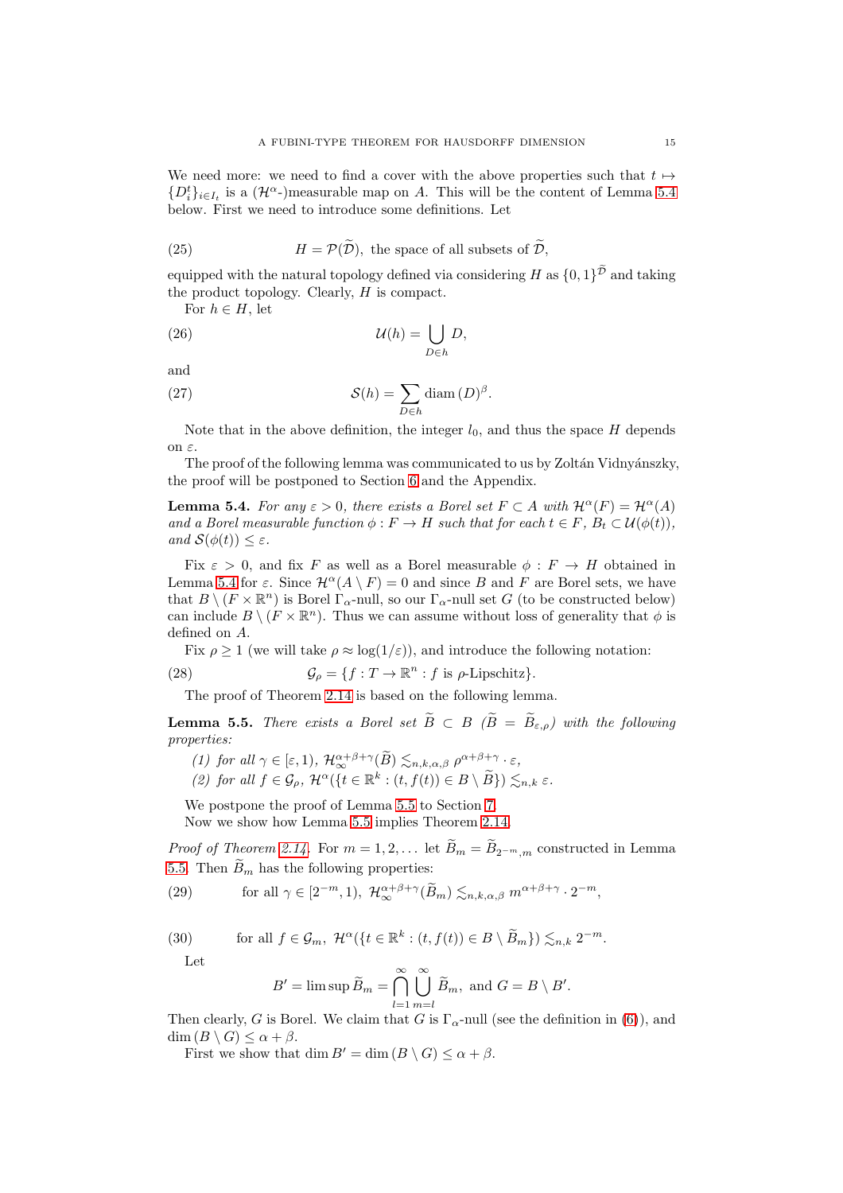We need more: we need to find a cover with the above properties such that $t \mapsto \{D_i^t\}_{i \in I_t}$ is a ($\mathcal{H}^\alpha$-)measurable map on $A$. This will be the content of Lemma 5.4 below. First we need to introduce some definitions. Let

$$H = \mathcal{P}(\widetilde{\mathcal{D}}), \text{ the space of all subsets of } \widetilde{\mathcal{D}}, \tag{25}$$

equipped with the natural topology defined via considering $H$ as $\{0,1\}^{\widetilde{\mathcal{D}}}$ and taking the product topology. Clearly, $H$ is compact.

For $h \in H$, let

$$\mathcal{U}(h) = \bigcup_{D \in h} D, \tag{26}$$

and

$$\mathcal{S}(h) = \sum_{D \in h} \operatorname{diam}(D)^\beta. \tag{27}$$

Note that in the above definition, the integer $l_0$, and thus the space $H$ depends on $\varepsilon$.

The proof of the following lemma was communicated to us by Zoltán Vidnyánszky, the proof will be postponed to Section 6 and the Appendix.

**Lemma 5.4.** *For any $\varepsilon > 0$, there exists a Borel set $F \subset A$ with $\mathcal{H}^\alpha(F) = \mathcal{H}^\alpha(A)$ and a Borel measurable function $\phi : F \to H$ such that for each $t \in F$, $B_t \subset \mathcal{U}(\phi(t))$, and $\mathcal{S}(\phi(t)) \leq \varepsilon$.*

Fix $\varepsilon > 0$, and fix $F$ as well as a Borel measurable $\phi : F \to H$ obtained in Lemma 5.4 for $\varepsilon$. Since $\mathcal{H}^\alpha(A \setminus F) = 0$ and since $B$ and $F$ are Borel sets, we have that $B \setminus (F \times \mathbb{R}^n)$ is Borel $\Gamma_\alpha$-null, so our $\Gamma_\alpha$-null set $G$ (to be constructed below) can include $B \setminus (F \times \mathbb{R}^n)$. Thus we can assume without loss of generality that $\phi$ is defined on $A$.

Fix $\rho \geq 1$ (we will take $\rho \approx \log(1/\varepsilon)$), and introduce the following notation:

$$\mathcal{G}_\rho = \{f : T \to \mathbb{R}^n : f \text{ is } \rho\text{-Lipschitz}\}. \tag{28}$$

The proof of Theorem 2.14 is based on the following lemma.

**Lemma 5.5.** *There exists a Borel set $\widetilde{B} \subset B$ ($\widetilde{B} = \widetilde{B}_{\varepsilon,\rho}$) with the following properties:*

*(1) for all $\gamma \in [\varepsilon, 1)$, $\mathcal{H}^{\alpha+\beta+\gamma}_\infty(\widetilde{B}) \lesssim_{n,k,\alpha,\beta} \rho^{\alpha+\beta+\gamma} \cdot \varepsilon$,*

*(2) for all $f \in \mathcal{G}_\rho$, $\mathcal{H}^\alpha(\{t \in \mathbb{R}^k : (t, f(t)) \in B \setminus \widetilde{B}\}) \lesssim_{n,k} \varepsilon$.*

We postpone the proof of Lemma 5.5 to Section 7.

Now we show how Lemma 5.5 implies Theorem 2.14.

*Proof of Theorem 2.14.* For $m = 1, 2, \ldots$ let $\widetilde{B}_m = \widetilde{B}_{2^{-m},m}$ constructed in Lemma 5.5. Then $\widetilde{B}_m$ has the following properties:

$$\text{for all } \gamma \in [2^{-m}, 1),\ \mathcal{H}^{\alpha+\beta+\gamma}_\infty(\widetilde{B}_m) \lesssim_{n,k,\alpha,\beta} m^{\alpha+\beta+\gamma} \cdot 2^{-m}, \tag{29}$$

$$\text{for all } f \in \mathcal{G}_m,\ \mathcal{H}^\alpha(\{t \in \mathbb{R}^k : (t, f(t)) \in B \setminus \widetilde{B}_m\}) \lesssim_{n,k} 2^{-m}. \tag{30}$$

Let

$$B' = \limsup \widetilde{B}_m = \bigcap_{l=1}^\infty \bigcup_{m=l}^\infty \widetilde{B}_m, \text{ and } G = B \setminus B'.$$

Then clearly, $G$ is Borel. We claim that $G$ is $\Gamma_\alpha$-null (see the definition in (6)), and $\dim(B \setminus G) \leq \alpha + \beta$.

First we show that $\dim B' = \dim(B \setminus G) \leq \alpha + \beta$.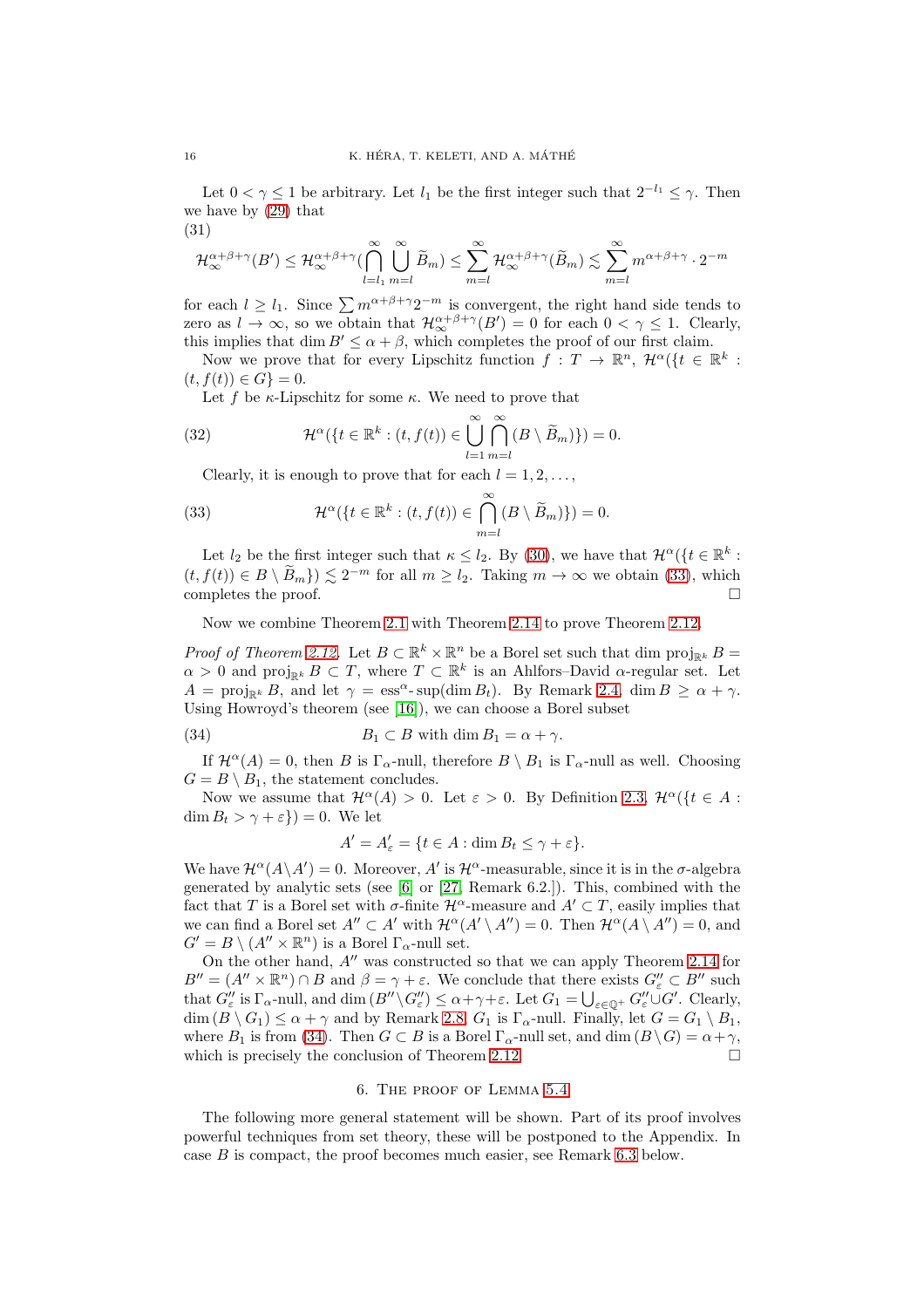Let $0 < \gamma \leq 1$ be arbitrary. Let $l_1$ be the first integer such that $2^{-l_1} \leq \gamma$. Then we have by (29) that

(31)

$$\mathcal{H}_\infty^{\alpha+\beta+\gamma}(B') \leq \mathcal{H}_\infty^{\alpha+\beta+\gamma}(\bigcap_{l=l_1}^{\infty} \bigcup_{m=l}^{\infty} \widetilde{B}_m) \leq \sum_{m=l}^{\infty} \mathcal{H}_\infty^{\alpha+\beta+\gamma}(\widetilde{B}_m) \lesssim \sum_{m=l}^{\infty} m^{\alpha+\beta+\gamma} \cdot 2^{-m}$$

for each $l \geq l_1$. Since $\sum m^{\alpha+\beta+\gamma} 2^{-m}$ is convergent, the right hand side tends to zero as $l \to \infty$, so we obtain that $\mathcal{H}_\infty^{\alpha+\beta+\gamma}(B') = 0$ for each $0 < \gamma \leq 1$. Clearly, this implies that $\dim B' \leq \alpha + \beta$, which completes the proof of our first claim.

Now we prove that for every Lipschitz function $f : T \to \mathbb{R}^n$, $\mathcal{H}^\alpha(\{t \in \mathbb{R}^k : (t, f(t)) \in G\} = 0$.

Let $f$ be $\kappa$-Lipschitz for some $\kappa$. We need to prove that

$$\mathcal{H}^\alpha(\{t \in \mathbb{R}^k : (t, f(t)) \in \bigcup_{l=1}^{\infty} \bigcap_{m=l}^{\infty} (B \setminus \widetilde{B}_m)\}) = 0. \tag{32}$$

Clearly, it is enough to prove that for each $l = 1, 2, \ldots,$

$$\mathcal{H}^\alpha(\{t \in \mathbb{R}^k : (t, f(t)) \in \bigcap_{m=l}^{\infty} (B \setminus \widetilde{B}_m)\}) = 0. \tag{33}$$

Let $l_2$ be the first integer such that $\kappa \leq l_2$. By (30), we have that $\mathcal{H}^\alpha(\{t \in \mathbb{R}^k : (t, f(t)) \in B \setminus \widetilde{B}_m\}) \lesssim 2^{-m}$ for all $m \geq l_2$. Taking $m \to \infty$ we obtain (33), which completes the proof. $\square$

Now we combine Theorem 2.1 with Theorem 2.14 to prove Theorem 2.12.

*Proof of Theorem 2.12.* Let $B \subset \mathbb{R}^k \times \mathbb{R}^n$ be a Borel set such that $\dim \operatorname{proj}_{\mathbb{R}^k} B = \alpha > 0$ and $\operatorname{proj}_{\mathbb{R}^k} B \subset T$, where $T \subset \mathbb{R}^k$ is an Ahlfors–David $\alpha$-regular set. Let $A = \operatorname{proj}_{\mathbb{R}^k} B$, and let $\gamma = \operatorname{ess}^\alpha\text{-}\sup(\dim B_t)$. By Remark 2.4, $\dim B \geq \alpha + \gamma$. Using Howroyd's theorem (see [16]), we can choose a Borel subset

$$B_1 \subset B \text{ with } \dim B_1 = \alpha + \gamma. \tag{34}$$

If $\mathcal{H}^\alpha(A) = 0$, then $B$ is $\Gamma_\alpha$-null, therefore $B \setminus B_1$ is $\Gamma_\alpha$-null as well. Choosing $G = B \setminus B_1$, the statement concludes.

Now we assume that $\mathcal{H}^\alpha(A) > 0$. Let $\varepsilon > 0$. By Definition 2.3, $\mathcal{H}^\alpha(\{t \in A : \dim B_t > \gamma + \varepsilon\}) = 0$. We let

$$A' = A'_\varepsilon = \{t \in A : \dim B_t \leq \gamma + \varepsilon\}.$$

We have $\mathcal{H}^\alpha(A \setminus A') = 0$. Moreover, $A'$ is $\mathcal{H}^\alpha$-measurable, since it is in the $\sigma$-algebra generated by analytic sets (see [6] or [27, Remark 6.2.]). This, combined with the fact that $T$ is a Borel set with $\sigma$-finite $\mathcal{H}^\alpha$-measure and $A' \subset T$, easily implies that we can find a Borel set $A'' \subset A'$ with $\mathcal{H}^\alpha(A' \setminus A'') = 0$. Then $\mathcal{H}^\alpha(A \setminus A'') = 0$, and $G' = B \setminus (A'' \times \mathbb{R}^n)$ is a Borel $\Gamma_\alpha$-null set.

On the other hand, $A''$ was constructed so that we can apply Theorem 2.14 for $B'' = (A'' \times \mathbb{R}^n) \cap B$ and $\beta = \gamma + \varepsilon$. We conclude that there exists $G''_\varepsilon \subset B''$ such that $G''_\varepsilon$ is $\Gamma_\alpha$-null, and $\dim (B'' \setminus G''_\varepsilon) \leq \alpha + \gamma + \varepsilon$. Let $G_1 = \bigcup_{\varepsilon \in \mathbb{Q}^+} G''_\varepsilon \cup G'$. Clearly, $\dim (B \setminus G_1) \leq \alpha + \gamma$ and by Remark 2.8, $G_1$ is $\Gamma_\alpha$-null. Finally, let $G = G_1 \setminus B_1$, where $B_1$ is from (34). Then $G \subset B$ is a Borel $\Gamma_\alpha$-null set, and $\dim (B \setminus G) = \alpha + \gamma$, which is precisely the conclusion of Theorem 2.12. $\square$

## 6. The proof of Lemma 5.4

The following more general statement will be shown. Part of its proof involves powerful techniques from set theory, these will be postponed to the Appendix. In case $B$ is compact, the proof becomes much easier, see Remark 6.3 below.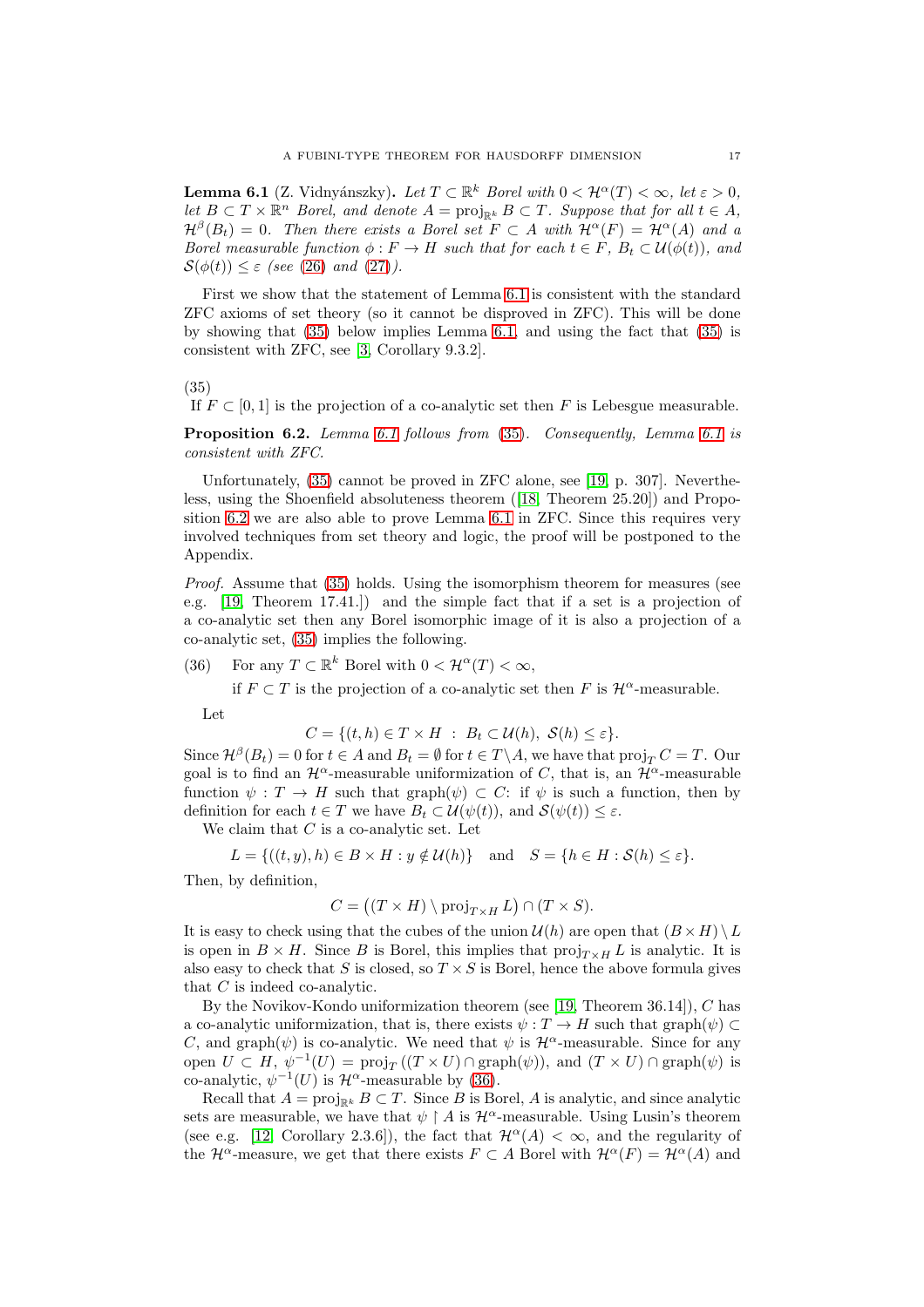**Lemma 6.1** (Z. Vidnyánszky)**.** *Let $T \subset \mathbb{R}^k$ Borel with $0 < \mathcal{H}^\alpha(T) < \infty$, let $\varepsilon > 0$, let $B \subset T \times \mathbb{R}^n$ Borel, and denote $A = \operatorname{proj}_{\mathbb{R}^k} B \subset T$. Suppose that for all $t \in A$, $\mathcal{H}^\beta(B_t) = 0$. Then there exists a Borel set $F \subset A$ with $\mathcal{H}^\alpha(F) = \mathcal{H}^\alpha(A)$ and a Borel measurable function $\phi : F \to H$ such that for each $t \in F$, $B_t \subset \mathcal{U}(\phi(t))$, and $\mathcal{S}(\phi(t)) \le \varepsilon$ (see (26) and (27)).*

First we show that the statement of Lemma 6.1 is consistent with the standard ZFC axioms of set theory (so it cannot be disproved in ZFC). This will be done by showing that (35) below implies Lemma 6.1, and using the fact that (35) is consistent with ZFC, see [3, Corollary 9.3.2].

(35)
If $F \subset [0, 1]$ is the projection of a co-analytic set then $F$ is Lebesgue measurable.

**Proposition 6.2.** *Lemma 6.1 follows from (35). Consequently, Lemma 6.1 is consistent with ZFC.*

Unfortunately, (35) cannot be proved in ZFC alone, see [19, p. 307]. Nevertheless, using the Shoenfield absoluteness theorem ([18, Theorem 25.20]) and Proposition 6.2 we are also able to prove Lemma 6.1 in ZFC. Since this requires very involved techniques from set theory and logic, the proof will be postponed to the Appendix.

*Proof.* Assume that (35) holds. Using the isomorphism theorem for measures (see e.g. [19, Theorem 17.41.]) and the simple fact that if a set is a projection of a co-analytic set then any Borel isomorphic image of it is also a projection of a co-analytic set, (35) implies the following.

(36) For any $T \subset \mathbb{R}^k$ Borel with $0 < \mathcal{H}^\alpha(T) < \infty$,
if $F \subset T$ is the projection of a co-analytic set then $F$ is $\mathcal{H}^\alpha$-measurable.

Let
$$C = \{(t, h) \in T \times H \ : \ B_t \subset \mathcal{U}(h), \ \mathcal{S}(h) \le \varepsilon\}.$$
Since $\mathcal{H}^\beta(B_t) = 0$ for $t \in A$ and $B_t = \emptyset$ for $t \in T \setminus A$, we have that $\operatorname{proj}_T C = T$. Our goal is to find an $\mathcal{H}^\alpha$-measurable uniformization of $C$, that is, an $\mathcal{H}^\alpha$-measurable function $\psi : T \to H$ such that $\operatorname{graph}(\psi) \subset C$: if $\psi$ is such a function, then by definition for each $t \in T$ we have $B_t \subset \mathcal{U}(\psi(t))$, and $\mathcal{S}(\psi(t)) \le \varepsilon$.

We claim that $C$ is a co-analytic set. Let
$$L = \{((t, y), h) \in B \times H : y \notin \mathcal{U}(h)\} \quad \text{and} \quad S = \{h \in H : \mathcal{S}(h) \le \varepsilon\}.$$
Then, by definition,
$$C = \big((T \times H) \setminus \operatorname{proj}_{T \times H} L\big) \cap (T \times S).$$
It is easy to check using that the cubes of the union $\mathcal{U}(h)$ are open that $(B \times H) \setminus L$ is open in $B \times H$. Since $B$ is Borel, this implies that $\operatorname{proj}_{T \times H} L$ is analytic. It is also easy to check that $S$ is closed, so $T \times S$ is Borel, hence the above formula gives that $C$ is indeed co-analytic.

By the Novikov-Kondo uniformization theorem (see [19, Theorem 36.14]), $C$ has a co-analytic uniformization, that is, there exists $\psi : T \to H$ such that $\operatorname{graph}(\psi) \subset C$, and $\operatorname{graph}(\psi)$ is co-analytic. We need that $\psi$ is $\mathcal{H}^\alpha$-measurable. Since for any open $U \subset H$, $\psi^{-1}(U) = \operatorname{proj}_T((T \times U) \cap \operatorname{graph}(\psi))$, and $(T \times U) \cap \operatorname{graph}(\psi)$ is co-analytic, $\psi^{-1}(U)$ is $\mathcal{H}^\alpha$-measurable by (36).

Recall that $A = \operatorname{proj}_{\mathbb{R}^k} B \subset T$. Since $B$ is Borel, $A$ is analytic, and since analytic sets are measurable, we have that $\psi \restriction A$ is $\mathcal{H}^\alpha$-measurable. Using Lusin's theorem (see e.g. [12, Corollary 2.3.6]), the fact that $\mathcal{H}^\alpha(A) < \infty$, and the regularity of the $\mathcal{H}^\alpha$-measure, we get that there exists $F \subset A$ Borel with $\mathcal{H}^\alpha(F) = \mathcal{H}^\alpha(A)$ and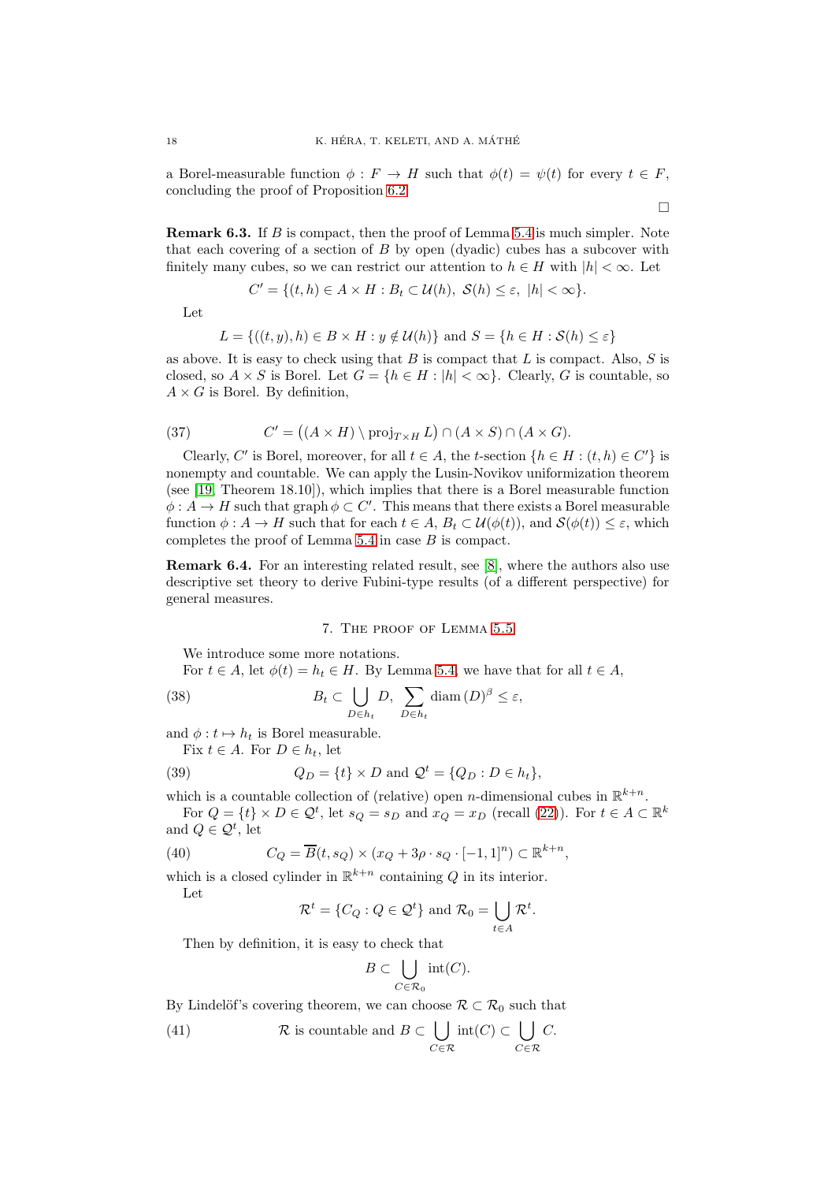a Borel-measurable function $\phi : F \to H$ such that $\phi(t) = \psi(t)$ for every $t \in F$, concluding the proof of Proposition 6.2.

$\square$

**Remark 6.3.** If $B$ is compact, then the proof of Lemma 5.4 is much simpler. Note that each covering of a section of $B$ by open (dyadic) cubes has a subcover with finitely many cubes, so we can restrict our attention to $h \in H$ with $|h| < \infty$. Let

$$C' = \{(t,h) \in A \times H : B_t \subset \mathcal{U}(h),\ \mathcal{S}(h) \le \varepsilon,\ |h| < \infty\}.$$

Let

$$L = \{((t,y),h) \in B \times H : y \notin \mathcal{U}(h)\} \text{ and } S = \{h \in H : \mathcal{S}(h) \le \varepsilon\}$$

as above. It is easy to check using that $B$ is compact that $L$ is compact. Also, $S$ is closed, so $A \times S$ is Borel. Let $G = \{h \in H : |h| < \infty\}$. Clearly, $G$ is countable, so $A \times G$ is Borel. By definition,

$$C' = \big((A \times H) \setminus \operatorname{proj}_{T \times H} L\big) \cap (A \times S) \cap (A \times G). \tag{37}$$

Clearly, $C'$ is Borel, moreover, for all $t \in A$, the $t$-section $\{h \in H : (t,h) \in C'\}$ is nonempty and countable. We can apply the Lusin-Novikov uniformization theorem (see [19, Theorem 18.10]), which implies that there is a Borel measurable function $\phi : A \to H$ such that graph $\phi \subset C'$. This means that there exists a Borel measurable function $\phi : A \to H$ such that for each $t \in A$, $B_t \subset \mathcal{U}(\phi(t))$, and $\mathcal{S}(\phi(t)) \le \varepsilon$, which completes the proof of Lemma 5.4 in case $B$ is compact.

**Remark 6.4.** For an interesting related result, see [8], where the authors also use descriptive set theory to derive Fubini-type results (of a different perspective) for general measures.

## 7. The proof of Lemma 5.5

We introduce some more notations.

For $t \in A$, let $\phi(t) = h_t \in H$. By Lemma 5.4, we have that for all $t \in A$,

$$B_t \subset \bigcup_{D \in h_t} D,\ \sum_{D \in h_t} \operatorname{diam}(D)^\beta \le \varepsilon, \tag{38}$$

and $\phi : t \mapsto h_t$ is Borel measurable.

Fix $t \in A$. For $D \in h_t$, let

$$Q_D = \{t\} \times D \text{ and } \mathcal{Q}^t = \{Q_D : D \in h_t\}, \tag{39}$$

which is a countable collection of (relative) open $n$-dimensional cubes in $\mathbb{R}^{k+n}$.

For $Q = \{t\} \times D \in \mathcal{Q}^t$, let $s_Q = s_D$ and $x_Q = x_D$ (recall (22)). For $t \in A \subset \mathbb{R}^k$ and $Q \in \mathcal{Q}^t$, let

$$C_Q = \overline{B}(t, s_Q) \times (x_Q + 3\rho \cdot s_Q \cdot [-1,1]^n) \subset \mathbb{R}^{k+n}, \tag{40}$$

which is a closed cylinder in $\mathbb{R}^{k+n}$ containing $Q$ in its interior.

Let

$$\mathcal{R}^t = \{C_Q : Q \in \mathcal{Q}^t\} \text{ and } \mathcal{R}_0 = \bigcup_{t \in A} \mathcal{R}^t.$$

Then by definition, it is easy to check that

$$B \subset \bigcup_{C \in \mathcal{R}_0} \operatorname{int}(C).$$

By Lindelöf's covering theorem, we can choose $\mathcal{R} \subset \mathcal{R}_0$ such that

$$\mathcal{R} \text{ is countable and } B \subset \bigcup_{C \in \mathcal{R}} \operatorname{int}(C) \subset \bigcup_{C \in \mathcal{R}} C. \tag{41}$$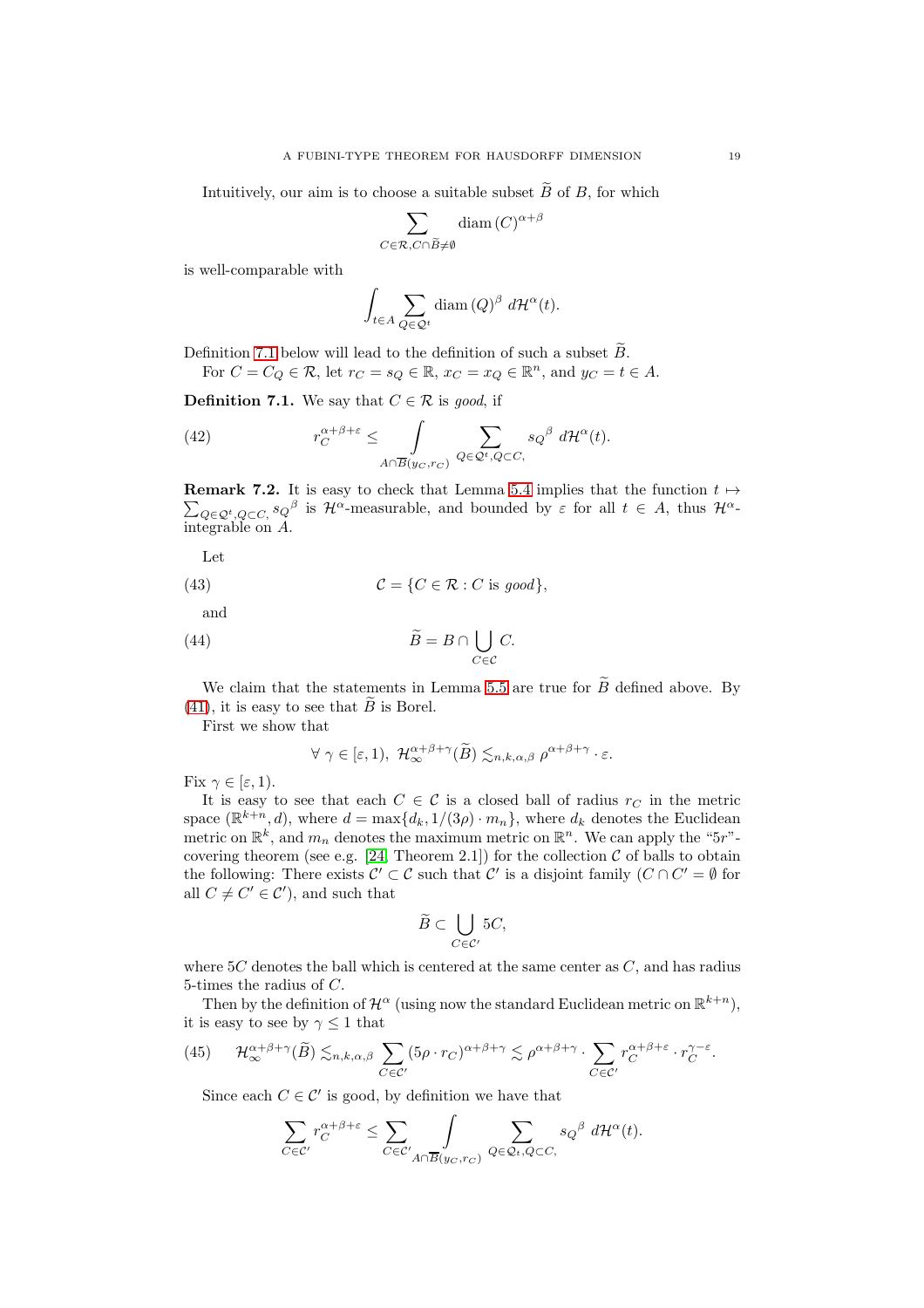Intuitively, our aim is to choose a suitable subset $\widetilde{B}$ of $B$, for which

$$\sum_{C\in\mathcal{R},C\cap\widetilde{B}\neq\emptyset} \operatorname{diam}(C)^{\alpha+\beta}$$

is well-comparable with

$$\int_{t\in A}\sum_{Q\in\mathcal{Q}^t} \operatorname{diam}(Q)^{\beta}\, d\mathcal{H}^{\alpha}(t).$$

Definition 7.1 below will lead to the definition of such a subset $\widetilde{B}$.

For $C = C_Q \in \mathcal{R}$, let $r_C = s_Q \in \mathbb{R}$, $x_C = x_Q \in \mathbb{R}^n$, and $y_C = t \in A$.

**Definition 7.1.** We say that $C \in \mathcal{R}$ is *good*, if

$$r_C^{\alpha+\beta+\varepsilon} \leq \int\limits_{A\cap\overline{B}(y_C,r_C)} \sum_{Q\in\mathcal{Q}^t,Q\subset C,} {s_Q}^{\beta}\, d\mathcal{H}^{\alpha}(t). \tag{42}$$

**Remark 7.2.** It is easy to check that Lemma 5.4 implies that the function $t \mapsto \sum_{Q\in\mathcal{Q}^t,Q\subset C,} {s_Q}^{\beta}$ is $\mathcal{H}^{\alpha}$-measurable, and bounded by $\varepsilon$ for all $t \in A$, thus $\mathcal{H}^{\alpha}$-integrable on $A$.

Let

$$\mathcal{C} = \{C \in \mathcal{R} : C \text{ is } good\}, \tag{43}$$

and

$$\widetilde{B} = B \cap \bigcup_{C\in\mathcal{C}} C. \tag{44}$$

We claim that the statements in Lemma 5.5 are true for $\widetilde{B}$ defined above. By (41), it is easy to see that $\widetilde{B}$ is Borel.

First we show that

$$\forall\ \gamma \in [\varepsilon, 1),\ \mathcal{H}_{\infty}^{\alpha+\beta+\gamma}(\widetilde{B}) \lesssim_{n,k,\alpha,\beta} \rho^{\alpha+\beta+\gamma}\cdot\varepsilon.$$

Fix $\gamma \in [\varepsilon, 1)$.

It is easy to see that each $C \in \mathcal{C}$ is a closed ball of radius $r_C$ in the metric space $(\mathbb{R}^{k+n}, d)$, where $d = \max\{d_k, 1/(3\rho)\cdot m_n\}$, where $d_k$ denotes the Euclidean metric on $\mathbb{R}^k$, and $m_n$ denotes the maximum metric on $\mathbb{R}^n$. We can apply the "$5r$"-covering theorem (see e.g. [24, Theorem 2.1]) for the collection $\mathcal{C}$ of balls to obtain the following: There exists $\mathcal{C}' \subset \mathcal{C}$ such that $\mathcal{C}'$ is a disjoint family ($C \cap C' = \emptyset$ for all $C \neq C' \in \mathcal{C}'$), and such that

$$\widetilde{B} \subset \bigcup_{C\in\mathcal{C}'} 5C,$$

where $5C$ denotes the ball which is centered at the same center as $C$, and has radius 5-times the radius of $C$.

Then by the definition of $\mathcal{H}^{\alpha}$ (using now the standard Euclidean metric on $\mathbb{R}^{k+n}$), it is easy to see by $\gamma \leq 1$ that

$$\mathcal{H}_{\infty}^{\alpha+\beta+\gamma}(\widetilde{B}) \lesssim_{n,k,\alpha,\beta} \sum_{C\in\mathcal{C}'} (5\rho\cdot r_C)^{\alpha+\beta+\gamma} \lesssim \rho^{\alpha+\beta+\gamma}\cdot \sum_{C\in\mathcal{C}'} r_C^{\alpha+\beta+\varepsilon}\cdot r_C^{\gamma-\varepsilon}. \tag{45}$$

Since each $C \in \mathcal{C}'$ is good, by definition we have that

$$\sum_{C\in\mathcal{C}'} r_C^{\alpha+\beta+\varepsilon} \leq \sum_{C\in\mathcal{C}'} \int\limits_{A\cap\overline{B}(y_C,r_C)} \sum_{Q\in\mathcal{Q}_t,Q\subset C,} {s_Q}^{\beta}\, d\mathcal{H}^{\alpha}(t).$$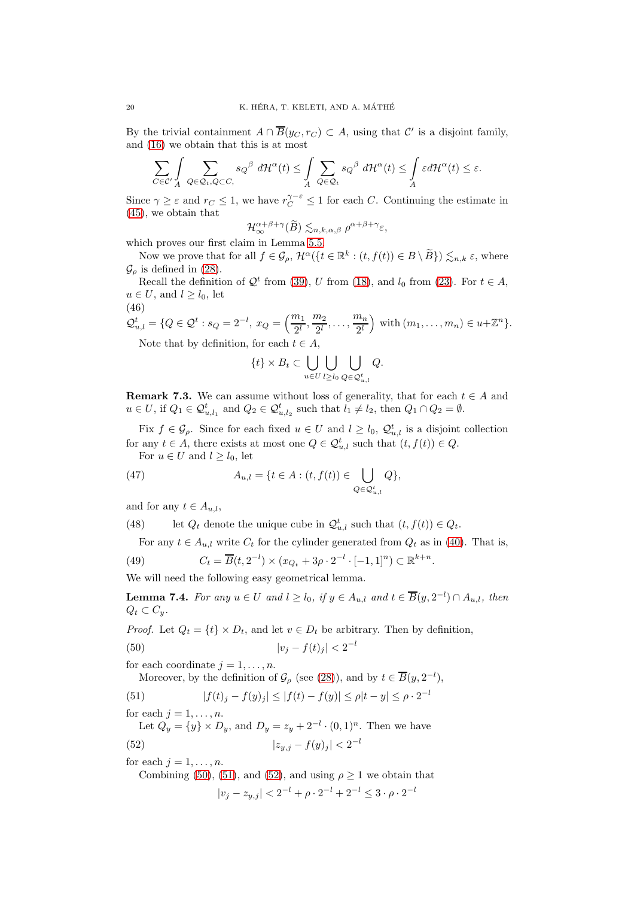By the trivial containment $A \cap \overline{B}(y_C, r_C) \subset A$, using that $\mathcal{C}'$ is a disjoint family, and (16) we obtain that this is at most

$$\sum_{C \in \mathcal{C}'} \int_A \sum_{Q \in \mathcal{Q}_t, Q \subset C,} s_Q{}^\beta \, d\mathcal{H}^\alpha(t) \leq \int_A \sum_{Q \in \mathcal{Q}_t} s_Q{}^\beta \, d\mathcal{H}^\alpha(t) \leq \int_A \varepsilon d\mathcal{H}^\alpha(t) \leq \varepsilon.$$

Since $\gamma \geq \varepsilon$ and $r_C \leq 1$, we have $r_C^{\gamma - \varepsilon} \leq 1$ for each $C$. Continuing the estimate in (45), we obtain that

$$\mathcal{H}^{\alpha+\beta+\gamma}_\infty(\widetilde{B}) \lesssim_{n,k,\alpha,\beta} \rho^{\alpha+\beta+\gamma}\varepsilon,$$

which proves our first claim in Lemma 5.5.

Now we prove that for all $f \in \mathcal{G}_\rho$, $\mathcal{H}^\alpha(\{t \in \mathbb{R}^k : (t, f(t)) \in B \setminus \widetilde{B}\}) \lesssim_{n,k} \varepsilon$, where $\mathcal{G}_\rho$ is defined in (28).

Recall the definition of $\mathcal{Q}^t$ from (39), $U$ from (18), and $l_0$ from (23). For $t \in A$, $u \in U$, and $l \geq l_0$, let

(46)
$$\mathcal{Q}^t_{u,l} = \{Q \in \mathcal{Q}^t : s_Q = 2^{-l},\ x_Q = \left(\frac{m_1}{2^l}, \frac{m_2}{2^l}, \ldots, \frac{m_n}{2^l}\right) \text{ with } (m_1, \ldots, m_n) \in u + \mathbb{Z}^n\}.$$

Note that by definition, for each $t \in A$,

$$\{t\} \times B_t \subset \bigcup_{u \in U} \bigcup_{l \geq l_0} \bigcup_{Q \in \mathcal{Q}^t_{u,l}} Q.$$

**Remark 7.3.** We can assume without loss of generality, that for each $t \in A$ and $u \in U$, if $Q_1 \in \mathcal{Q}^t_{u,l_1}$ and $Q_2 \in \mathcal{Q}^t_{u,l_2}$ such that $l_1 \neq l_2$, then $Q_1 \cap Q_2 = \emptyset$.

Fix $f \in \mathcal{G}_\rho$. Since for each fixed $u \in U$ and $l \geq l_0$, $\mathcal{Q}^t_{u,l}$ is a disjoint collection for any $t \in A$, there exists at most one $Q \in \mathcal{Q}^t_{u,l}$ such that $(t, f(t)) \in Q$.

For $u \in U$ and $l \geq l_0$, let

$$A_{u,l} = \{t \in A : (t, f(t)) \in \bigcup_{Q \in \mathcal{Q}^t_{u,l}} Q\}, \tag{47}$$

and for any $t \in A_{u,l}$,

(48) let $Q_t$ denote the unique cube in $\mathcal{Q}^t_{u,l}$ such that $(t, f(t)) \in Q_t$.

For any $t \in A_{u,l}$ write $C_t$ for the cylinder generated from $Q_t$ as in (40). That is,

$$C_t = \overline{B}(t, 2^{-l}) \times (x_{Q_t} + 3\rho \cdot 2^{-l} \cdot [-1, 1]^n) \subset \mathbb{R}^{k+n}. \tag{49}$$

We will need the following easy geometrical lemma.

**Lemma 7.4.** *For any $u \in U$ and $l \geq l_0$, if $y \in A_{u,l}$ and $t \in \overline{B}(y, 2^{-l}) \cap A_{u,l}$, then $Q_t \subset C_y$.*

*Proof.* Let $Q_t = \{t\} \times D_t$, and let $v \in D_t$ be arbitrary. Then by definition,

$$|v_j - f(t)_j| < 2^{-l} \tag{50}$$

for each coordinate $j = 1, \ldots, n$.

Moreover, by the definition of $\mathcal{G}_\rho$ (see (28)), and by $t \in \overline{B}(y, 2^{-l})$,

$$|f(t)_j - f(y)_j| \leq |f(t) - f(y)| \leq \rho|t - y| \leq \rho \cdot 2^{-l} \tag{51}$$

for each $j = 1, \ldots, n$.

Let $Q_y = \{y\} \times D_y$, and $D_y = z_y + 2^{-l} \cdot (0,1)^n$. Then we have

$$|z_{y,j} - f(y)_j| < 2^{-l} \tag{52}$$

for each $j = 1, \ldots, n$.

Combining (50), (51), and (52), and using $\rho \geq 1$ we obtain that

$$|v_j - z_{y,j}| < 2^{-l} + \rho \cdot 2^{-l} + 2^{-l} \leq 3 \cdot \rho \cdot 2^{-l}$$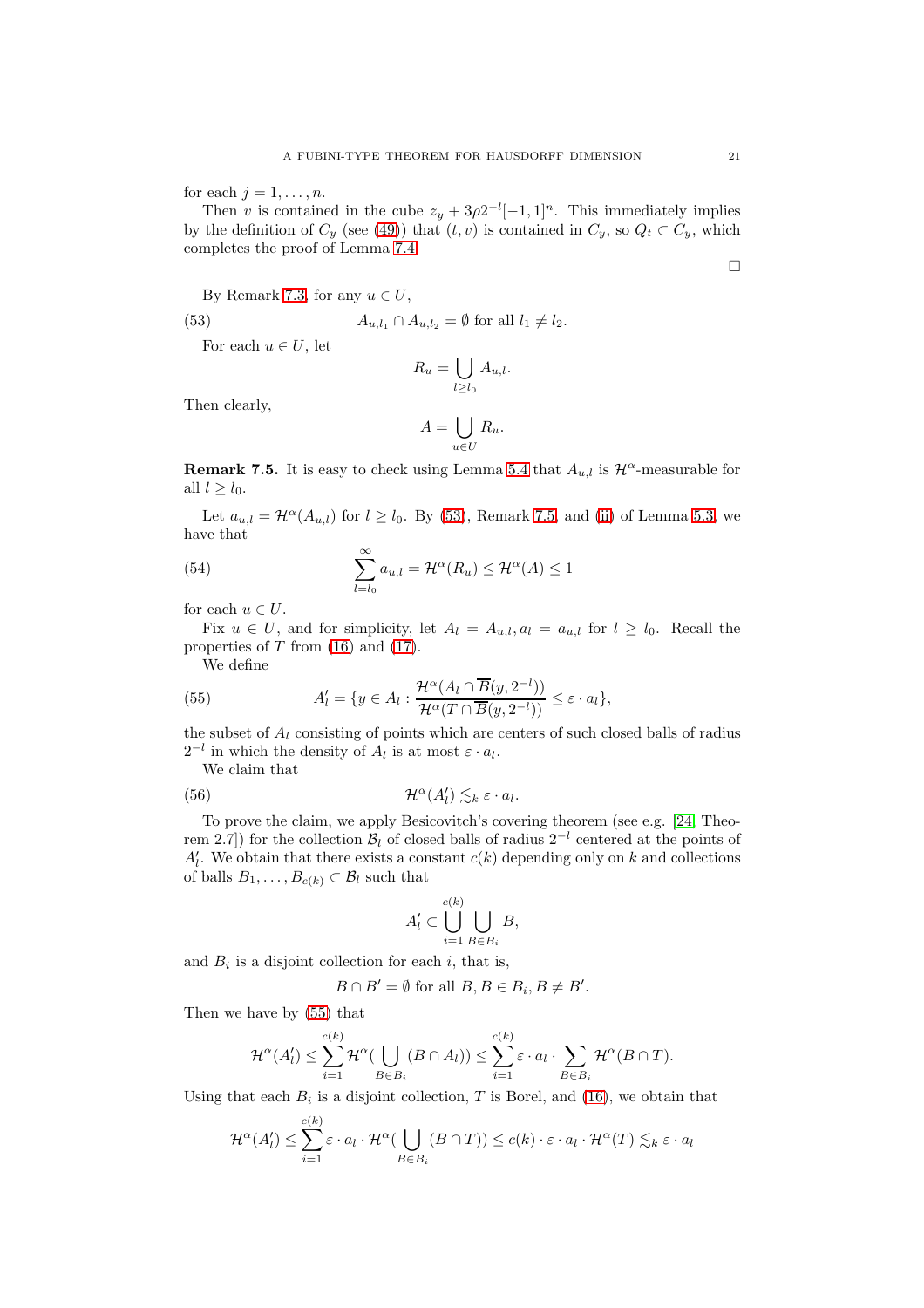for each $j = 1, \ldots, n$.

Then $v$ is contained in the cube $z_y + 3\rho 2^{-l}[-1,1]^n$. This immediately implies by the definition of $C_y$ (see (49)) that $(t, v)$ is contained in $C_y$, so $Q_t \subset C_y$, which completes the proof of Lemma 7.4.

□

By Remark 7.3, for any $u \in U$,

$$A_{u,l_1} \cap A_{u,l_2} = \emptyset \text{ for all } l_1 \neq l_2. \tag{53}$$

For each $u \in U$, let

$$R_u = \bigcup_{l \geq l_0} A_{u,l}.$$

Then clearly,

$$A = \bigcup_{u \in U} R_u.$$

**Remark 7.5.** It is easy to check using Lemma 5.4 that $A_{u,l}$ is $\mathcal{H}^\alpha$-measurable for all $l \geq l_0$.

Let $a_{u,l} = \mathcal{H}^\alpha(A_{u,l})$ for $l \geq l_0$. By (53), Remark 7.5, and (ii) of Lemma 5.3, we have that

$$\sum_{l=l_0}^{\infty} a_{u,l} = \mathcal{H}^\alpha(R_u) \leq \mathcal{H}^\alpha(A) \leq 1 \tag{54}$$

for each $u \in U$.

Fix $u \in U$, and for simplicity, let $A_l = A_{u,l}, a_l = a_{u,l}$ for $l \geq l_0$. Recall the properties of $T$ from (16) and (17).

We define

$$A'_l = \{y \in A_l : \frac{\mathcal{H}^\alpha(A_l \cap \overline{B}(y, 2^{-l}))}{\mathcal{H}^\alpha(T \cap \overline{B}(y, 2^{-l}))} \leq \varepsilon \cdot a_l\}, \tag{55}$$

the subset of $A_l$ consisting of points which are centers of such closed balls of radius $2^{-l}$ in which the density of $A_l$ is at most $\varepsilon \cdot a_l$.

We claim that

$$\mathcal{H}^\alpha(A'_l) \lesssim_k \varepsilon \cdot a_l. \tag{56}$$

To prove the claim, we apply Besicovitch's covering theorem (see e.g. [24, Theorem 2.7]) for the collection $\mathcal{B}_l$ of closed balls of radius $2^{-l}$ centered at the points of $A'_l$. We obtain that there exists a constant $c(k)$ depending only on $k$ and collections of balls $B_1, \ldots, B_{c(k)} \subset \mathcal{B}_l$ such that

$$A'_l \subset \bigcup_{i=1}^{c(k)} \bigcup_{B \in B_i} B,$$

and $B_i$ is a disjoint collection for each $i$, that is,

$$B \cap B' = \emptyset \text{ for all } B, B \in B_i, B \neq B'.$$

Then we have by (55) that

$$\mathcal{H}^\alpha(A'_l) \leq \sum_{i=1}^{c(k)} \mathcal{H}^\alpha(\bigcup_{B \in B_i} (B \cap A_l)) \leq \sum_{i=1}^{c(k)} \varepsilon \cdot a_l \cdot \sum_{B \in B_i} \mathcal{H}^\alpha(B \cap T).$$

Using that each $B_i$ is a disjoint collection, $T$ is Borel, and (16), we obtain that

$$\mathcal{H}^\alpha(A'_l) \leq \sum_{i=1}^{c(k)} \varepsilon \cdot a_l \cdot \mathcal{H}^\alpha(\bigcup_{B \in B_i} (B \cap T)) \leq c(k) \cdot \varepsilon \cdot a_l \cdot \mathcal{H}^\alpha(T) \lesssim_k \varepsilon \cdot a_l$$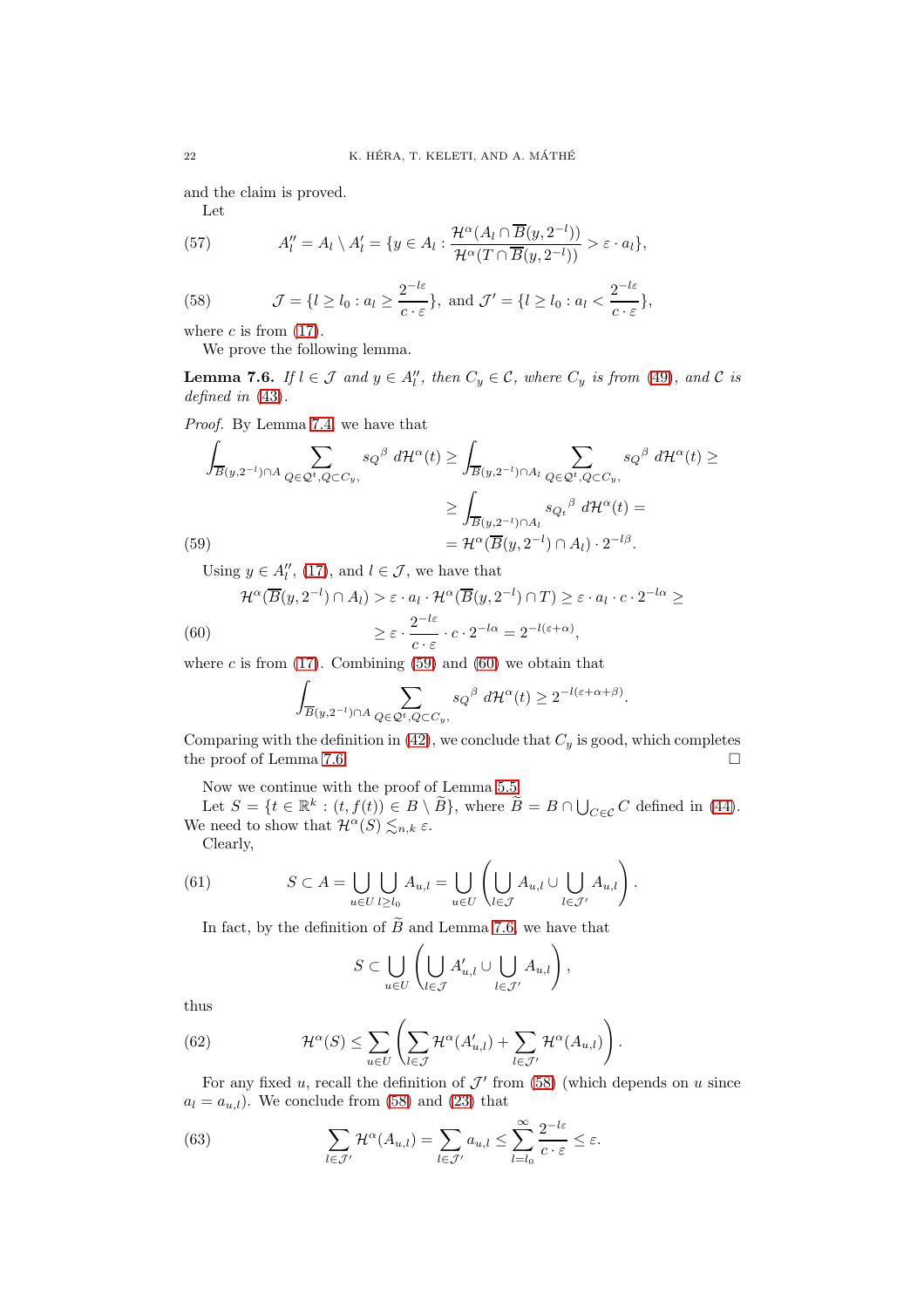and the claim is proved.

Let

$$A''_l = A_l \setminus A'_l = \{y \in A_l : \frac{\mathcal{H}^\alpha(A_l \cap \overline{B}(y, 2^{-l}))}{\mathcal{H}^\alpha(T \cap \overline{B}(y, 2^{-l}))} > \varepsilon \cdot a_l\}, \tag{57}$$

$$\mathcal{J} = \{l \geq l_0 : a_l \geq \frac{2^{-l\varepsilon}}{c \cdot \varepsilon}\}, \text{ and } \mathcal{J}' = \{l \geq l_0 : a_l < \frac{2^{-l\varepsilon}}{c \cdot \varepsilon}\}, \tag{58}$$

where $c$ is from (17).

We prove the following lemma.

**Lemma 7.6.** *If $l \in \mathcal{J}$ and $y \in A''_l$, then $C_y \in \mathcal{C}$, where $C_y$ is from (49), and $\mathcal{C}$ is defined in (43).*

*Proof.* By Lemma 7.4 we have that

$$\begin{aligned}
\int_{\overline{B}(y,2^{-l}) \cap A} \sum_{Q \in \mathcal{Q}^t, Q \subset C_y,} s_Q{}^\beta \, d\mathcal{H}^\alpha(t) &\geq \int_{\overline{B}(y,2^{-l}) \cap A_l} \sum_{Q \in \mathcal{Q}^t, Q \subset C_y,} s_Q{}^\beta \, d\mathcal{H}^\alpha(t) \geq \\
&\geq \int_{\overline{B}(y,2^{-l}) \cap A_l} s_{Q_t}{}^\beta \, d\mathcal{H}^\alpha(t) = \\
&= \mathcal{H}^\alpha(\overline{B}(y, 2^{-l}) \cap A_l) \cdot 2^{-l\beta}.
\end{aligned} \tag{59}$$

Using $y \in A''_l$, (17), and $l \in \mathcal{J}$, we have that

$$\begin{aligned}
\mathcal{H}^\alpha(\overline{B}(y, 2^{-l}) \cap A_l) &> \varepsilon \cdot a_l \cdot \mathcal{H}^\alpha(\overline{B}(y, 2^{-l}) \cap T) \geq \varepsilon \cdot a_l \cdot c \cdot 2^{-l\alpha} \geq \\
&\geq \varepsilon \cdot \frac{2^{-l\varepsilon}}{c \cdot \varepsilon} \cdot c \cdot 2^{-l\alpha} = 2^{-l(\varepsilon+\alpha)},
\end{aligned} \tag{60}$$

where $c$ is from (17). Combining (59) and (60) we obtain that

$$\int_{\overline{B}(y,2^{-l}) \cap A} \sum_{Q \in \mathcal{Q}^t, Q \subset C_y,} s_Q{}^\beta \, d\mathcal{H}^\alpha(t) \geq 2^{-l(\varepsilon+\alpha+\beta)}.$$

Comparing with the definition in (42), we conclude that $C_y$ is good, which completes the proof of Lemma 7.6. $\square$

Now we continue with the proof of Lemma 5.5.

Let $S = \{t \in \mathbb{R}^k : (t, f(t)) \in B \setminus \widetilde{B}\}$, where $\widetilde{B} = B \cap \bigcup_{C \in \mathcal{C}} C$ defined in (44). We need to show that $\mathcal{H}^\alpha(S) \lesssim_{n,k} \varepsilon$.

Clearly,

$$S \subset A = \bigcup_{u \in U} \bigcup_{l \geq l_0} A_{u,l} = \bigcup_{u \in U} \left( \bigcup_{l \in \mathcal{J}} A_{u,l} \cup \bigcup_{l \in \mathcal{J}'} A_{u,l} \right). \tag{61}$$

In fact, by the definition of $\widetilde{B}$ and Lemma 7.6, we have that

$$S \subset \bigcup_{u \in U} \left( \bigcup_{l \in \mathcal{J}} A'_{u,l} \cup \bigcup_{l \in \mathcal{J}'} A_{u,l} \right),$$

thus

$$\mathcal{H}^\alpha(S) \leq \sum_{u \in U} \left( \sum_{l \in \mathcal{J}} \mathcal{H}^\alpha(A'_{u,l}) + \sum_{l \in \mathcal{J}'} \mathcal{H}^\alpha(A_{u,l}) \right). \tag{62}$$

For any fixed $u$, recall the definition of $\mathcal{J}'$ from (58) (which depends on $u$ since $a_l = a_{u,l}$). We conclude from (58) and (23) that

$$\sum_{l \in \mathcal{J}'} \mathcal{H}^\alpha(A_{u,l}) = \sum_{l \in \mathcal{J}'} a_{u,l} \leq \sum_{l=l_0}^{\infty} \frac{2^{-l\varepsilon}}{c \cdot \varepsilon} \leq \varepsilon. \tag{63}$$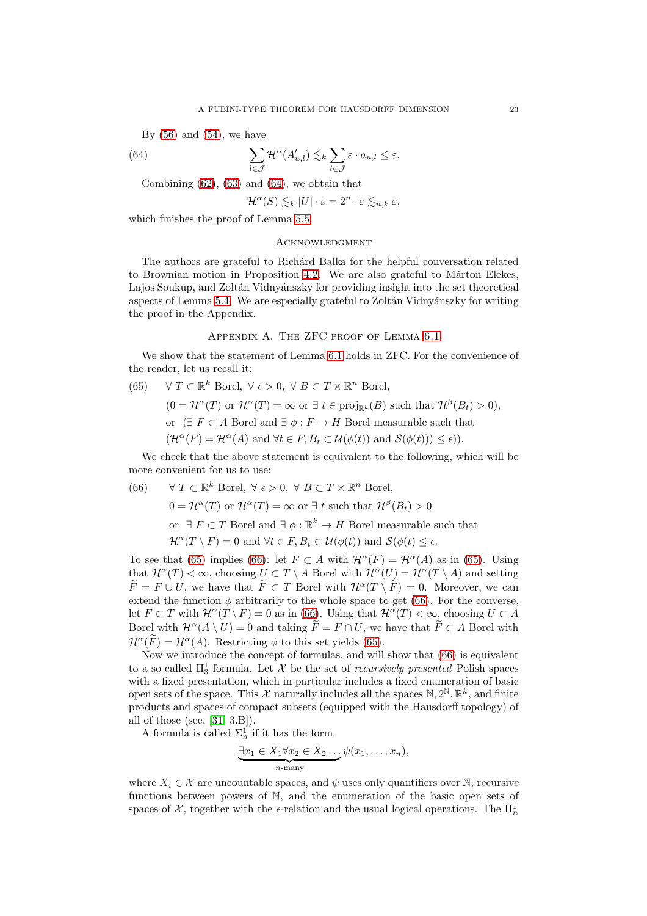By (56) and (54), we have

$$\sum_{l\in\mathcal{J}} \mathcal{H}^\alpha(A'_{u,l}) \lesssim_k \sum_{l\in\mathcal{J}} \varepsilon \cdot a_{u,l} \le \varepsilon. \tag{64}$$

Combining (62), (63) and (64), we obtain that

$$\mathcal{H}^\alpha(S) \lesssim_k |U| \cdot \varepsilon = 2^n \cdot \varepsilon \lesssim_{n,k} \varepsilon,$$

which finishes the proof of Lemma 5.5.

## Acknowledgment

The authors are grateful to Richárd Balka for the helpful conversation related to Brownian motion in Proposition 4.2. We are also grateful to Márton Elekes, Lajos Soukup, and Zoltán Vidnyánszky for providing insight into the set theoretical aspects of Lemma 5.4. We are especially grateful to Zoltán Vidnyánszky for writing the proof in the Appendix.

## Appendix A. The ZFC proof of Lemma 6.1

We show that the statement of Lemma 6.1 holds in ZFC. For the convenience of the reader, let us recall it:

$$\begin{aligned}
&\forall\ T \subset \mathbb{R}^k \text{ Borel},\ \forall\ \epsilon > 0,\ \forall\ B \subset T \times \mathbb{R}^n \text{ Borel}, \\
&(0 = \mathcal{H}^\alpha(T) \text{ or } \mathcal{H}^\alpha(T) = \infty \text{ or } \exists\ t \in \operatorname{proj}_{\mathbb{R}^k}(B) \text{ such that } \mathcal{H}^\beta(B_t) > 0), \\
&\text{or } \ (\exists\ F \subset A \text{ Borel and } \exists\ \phi : F \to H \text{ Borel measurable such that} \\
&(\mathcal{H}^\alpha(F) = \mathcal{H}^\alpha(A) \text{ and } \forall t \in F, B_t \subset \mathcal{U}(\phi(t)) \text{ and } \mathcal{S}(\phi(t))) \le \epsilon)).
\end{aligned} \tag{65}$$

We check that the above statement is equivalent to the following, which will be more convenient for us to use:

$$\begin{aligned}
&\forall\ T \subset \mathbb{R}^k \text{ Borel},\ \forall\ \epsilon > 0,\ \forall\ B \subset T \times \mathbb{R}^n \text{ Borel}, \\
&0 = \mathcal{H}^\alpha(T) \text{ or } \mathcal{H}^\alpha(T) = \infty \text{ or } \exists\ t \text{ such that } \mathcal{H}^\beta(B_t) > 0 \\
&\text{or } \ \exists\ F \subset T \text{ Borel and } \exists\ \phi : \mathbb{R}^k \to H \text{ Borel measurable such that} \\
&\mathcal{H}^\alpha(T \setminus F) = 0 \text{ and } \forall t \in F, B_t \subset \mathcal{U}(\phi(t)) \text{ and } \mathcal{S}(\phi(t) \le \epsilon.
\end{aligned} \tag{66}$$

To see that (65) implies (66): let $F \subset A$ with $\mathcal{H}^\alpha(F) = \mathcal{H}^\alpha(A)$ as in (65). Using that $\mathcal{H}^\alpha(T) < \infty$, choosing $U \subset T \setminus A$ Borel with $\mathcal{H}^\alpha(U) = \mathcal{H}^\alpha(T \setminus A)$ and setting $\widetilde{F} = F \cup U$, we have that $\widetilde{F} \subset T$ Borel with $\mathcal{H}^\alpha(T \setminus \widetilde{F}) = 0$. Moreover, we can extend the function $\phi$ arbitrarily to the whole space to get (66). For the converse, let $F \subset T$ with $\mathcal{H}^\alpha(T \setminus F) = 0$ as in (66). Using that $\mathcal{H}^\alpha(T) < \infty$, choosing $U \subset A$ Borel with $\mathcal{H}^\alpha(A \setminus U) = 0$ and taking $\widetilde{F} = F \cap U$, we have that $\widetilde{F} \subset A$ Borel with $\mathcal{H}^\alpha(\widetilde{F}) = \mathcal{H}^\alpha(A)$. Restricting $\phi$ to this set yields (65).

Now we introduce the concept of formulas, and will show that (66) is equivalent to a so called $\Pi^1_3$ formula. Let $\mathcal{X}$ be the set of *recursively presented* Polish spaces with a fixed presentation, which in particular includes a fixed enumeration of basic open sets of the space. This $\mathcal{X}$ naturally includes all the spaces $\mathbb{N}, 2^{\mathbb{N}}, \mathbb{R}^k$, and finite products and spaces of compact subsets (equipped with the Hausdorff topology) of all of those (see, [31, 3.B]).

A formula is called $\Sigma^1_n$ if it has the form

$$\underbrace{\exists x_1 \in X_1 \forall x_2 \in X_2 \dots}_{n\text{-many}} \psi(x_1, \dots, x_n),$$

where $X_i \in \mathcal{X}$ are uncountable spaces, and $\psi$ uses only quantifiers over $\mathbb{N}$, recursive functions between powers of $\mathbb{N}$, and the enumeration of the basic open sets of spaces of $\mathcal{X}$, together with the $\in$-relation and the usual logical operations. The $\Pi^1_n$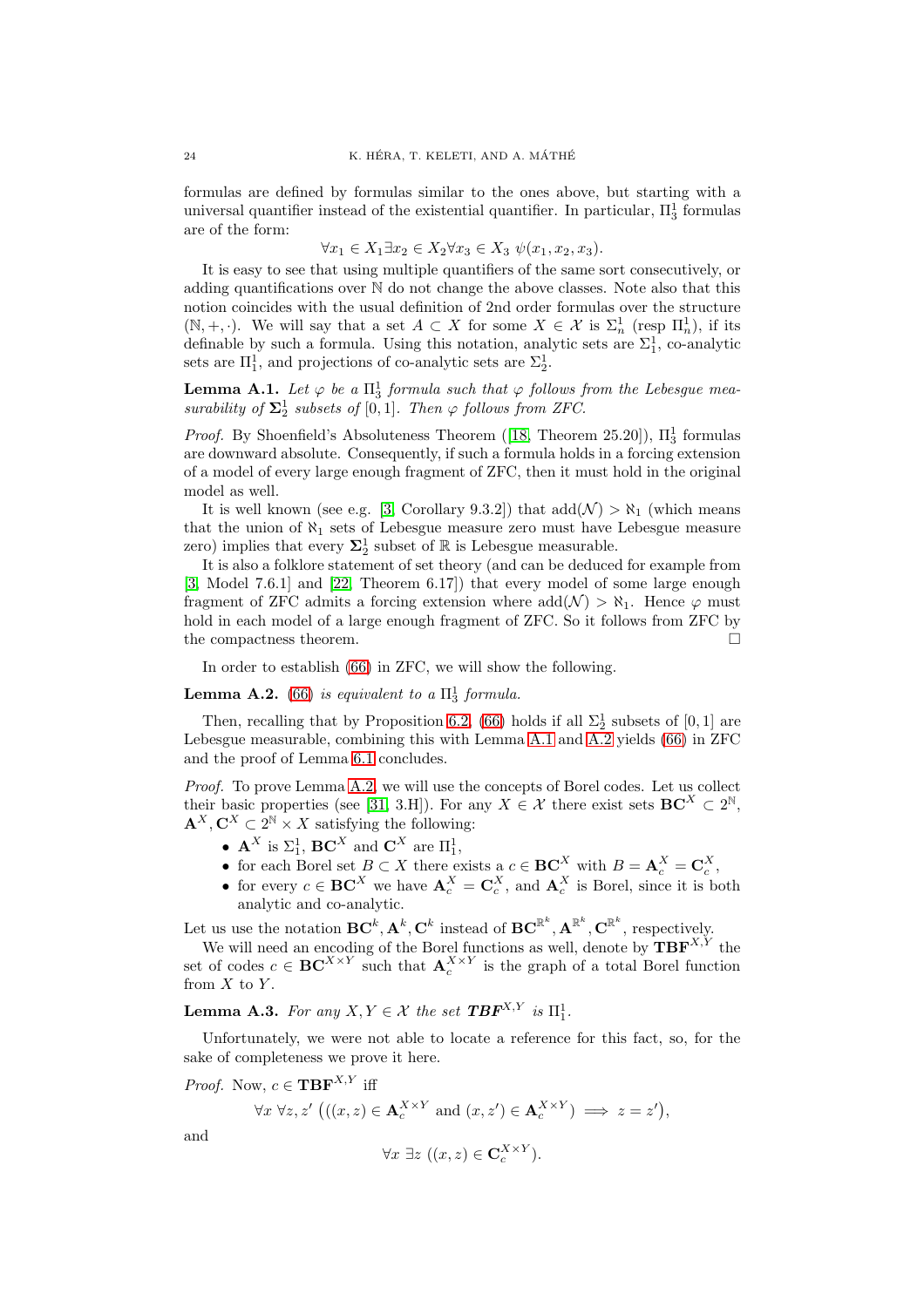formulas are defined by formulas similar to the ones above, but starting with a universal quantifier instead of the existential quantifier. In particular, $\Pi^1_3$ formulas are of the form:

$$\forall x_1 \in X_1 \exists x_2 \in X_2 \forall x_3 \in X_3 \ \psi(x_1, x_2, x_3).$$

It is easy to see that using multiple quantifiers of the same sort consecutively, or adding quantifications over $\mathbb{N}$ do not change the above classes. Note also that this notion coincides with the usual definition of 2nd order formulas over the structure $(\mathbb{N}, +, \cdot)$. We will say that a set $A \subset X$ for some $X \in \mathcal{X}$ is $\Sigma^1_n$ (resp $\Pi^1_n$), if its definable by such a formula. Using this notation, analytic sets are $\Sigma^1_1$, co-analytic sets are $\Pi^1_1$, and projections of co-analytic sets are $\Sigma^1_2$.

**Lemma A.1.** *Let $\varphi$ be a $\Pi^1_3$ formula such that $\varphi$ follows from the Lebesgue measurability of $\boldsymbol{\Sigma}^1_2$ subsets of $[0,1]$. Then $\varphi$ follows from ZFC.*

*Proof.* By Shoenfield's Absoluteness Theorem ([18, Theorem 25.20]), $\Pi^1_3$ formulas are downward absolute. Consequently, if such a formula holds in a forcing extension of a model of every large enough fragment of ZFC, then it must hold in the original model as well.

It is well known (see e.g. [3, Corollary 9.3.2]) that $\mathrm{add}(\mathcal{N}) > \aleph_1$ (which means that the union of $\aleph_1$ sets of Lebesgue measure zero must have Lebesgue measure zero) implies that every $\boldsymbol{\Sigma}^1_2$ subset of $\mathbb{R}$ is Lebesgue measurable.

It is also a folklore statement of set theory (and can be deduced for example from [3, Model 7.6.1] and [22, Theorem 6.17]) that every model of some large enough fragment of ZFC admits a forcing extension where $\mathrm{add}(\mathcal{N}) > \aleph_1$. Hence $\varphi$ must hold in each model of a large enough fragment of ZFC. So it follows from ZFC by the compactness theorem. $\square$

In order to establish (66) in ZFC, we will show the following.

**Lemma A.2.** *(66) is equivalent to a $\Pi^1_3$ formula.*

Then, recalling that by Proposition 6.2, (66) holds if all $\Sigma^1_2$ subsets of $[0,1]$ are Lebesgue measurable, combining this with Lemma A.1 and A.2 yields (66) in ZFC and the proof of Lemma 6.1 concludes.

*Proof.* To prove Lemma A.2, we will use the concepts of Borel codes. Let us collect their basic properties (see [31, 3.H]). For any $X \in \mathcal{X}$ there exist sets $\mathbf{BC}^X \subset 2^{\mathbb{N}}$, $\mathbf{A}^X, \mathbf{C}^X \subset 2^{\mathbb{N}} \times X$ satisfying the following:

- $\mathbf{A}^X$ is $\Sigma^1_1$, $\mathbf{BC}^X$ and $\mathbf{C}^X$ are $\Pi^1_1$,
- for each Borel set $B \subset X$ there exists a $c \in \mathbf{BC}^X$ with $B = \mathbf{A}^X_c = \mathbf{C}^X_c$,
- for every $c \in \mathbf{BC}^X$ we have $\mathbf{A}^X_c = \mathbf{C}^X_c$, and $\mathbf{A}^X_c$ is Borel, since it is both analytic and co-analytic.

Let us use the notation $\mathbf{BC}^k, \mathbf{A}^k, \mathbf{C}^k$ instead of $\mathbf{BC}^{\mathbb{R}^k}, \mathbf{A}^{\mathbb{R}^k}, \mathbf{C}^{\mathbb{R}^k}$, respectively.

We will need an encoding of the Borel functions as well, denote by $\mathbf{TBF}^{X,Y}$ the set of codes $c \in \mathbf{BC}^{X \times Y}$ such that $\mathbf{A}^{X \times Y}_c$ is the graph of a total Borel function from $X$ to $Y$.

**Lemma A.3.** *For any $X, Y \in \mathcal{X}$ the set $\mathbf{TBF}^{X,Y}$ is $\Pi^1_1$.*

Unfortunately, we were not able to locate a reference for this fact, so, for the sake of completeness we prove it here.

*Proof.* Now, $c \in \mathbf{TBF}^{X,Y}$ iff

$$\forall x \ \forall z, z' \ \big( ((x,z) \in \mathbf{A}^{X \times Y}_c \text{ and } (x,z') \in \mathbf{A}^{X \times Y}_c) \implies z = z' \big),$$

and

$$\forall x \ \exists z \ ((x,z) \in \mathbf{C}^{X \times Y}_c).$$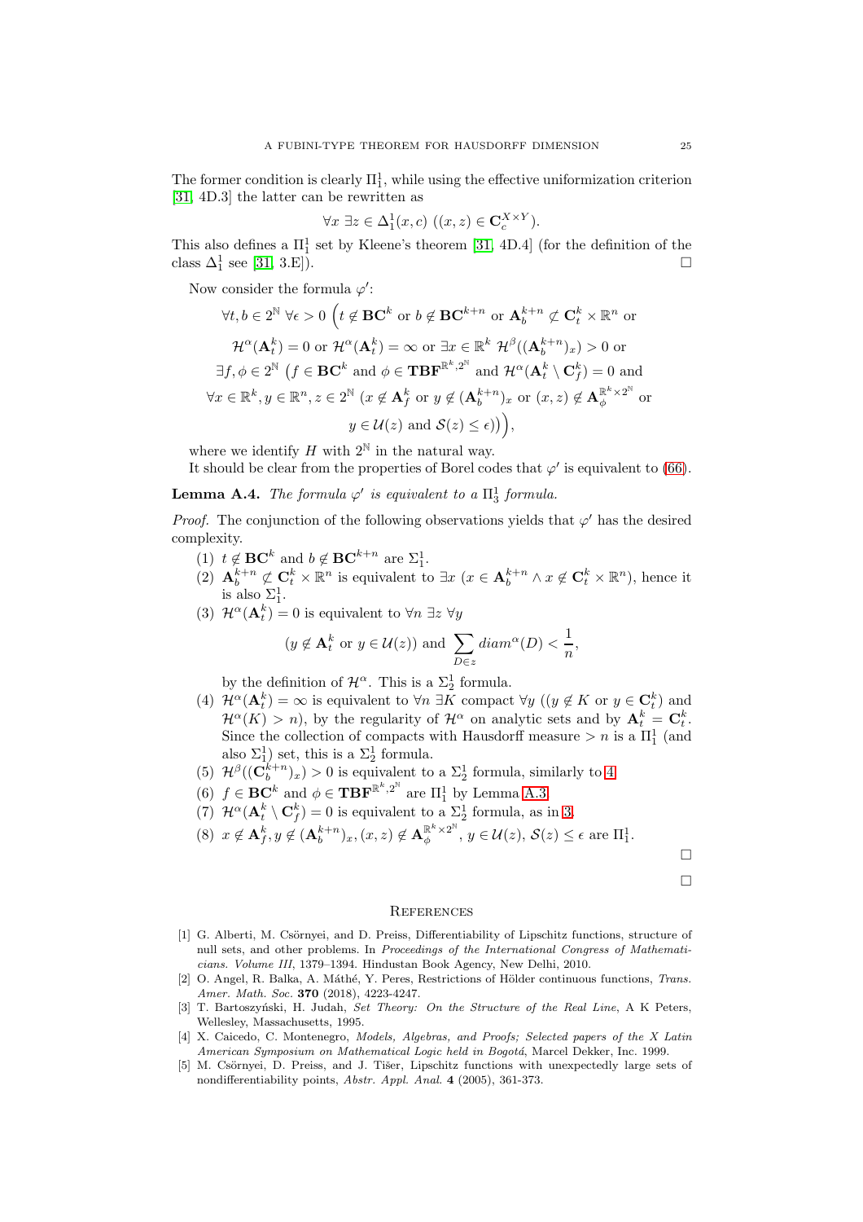The former condition is clearly $\Pi^1_1$, while using the effective uniformization criterion [31, 4D.3] the latter can be rewritten as

$$\forall x \ \exists z \in \Delta^1_1(x, c) \ ((x, z) \in \mathbf{C}^{X \times Y}_c).$$

This also defines a $\Pi^1_1$ set by Kleene's theorem [31, 4D.4] (for the definition of the class $\Delta^1_1$ see [31, 3.E]). □

Now consider the formula $\varphi'$:

$$\forall t, b \in 2^{\mathbb{N}} \ \forall \epsilon > 0 \ \Big( t \notin \mathbf{BC}^k \text{ or } b \notin \mathbf{BC}^{k+n} \text{ or } \mathbf{A}^{k+n}_b \not\subset \mathbf{C}^k_t \times \mathbb{R}^n \text{ or}$$

$$\mathcal{H}^\alpha(\mathbf{A}^k_t) = 0 \text{ or } \mathcal{H}^\alpha(\mathbf{A}^k_t) = \infty \text{ or } \exists x \in \mathbb{R}^k \ \mathcal{H}^\beta((\mathbf{A}^{k+n}_b)_x) > 0 \text{ or}$$

$$\exists f, \phi \in 2^{\mathbb{N}} \ \big( f \in \mathbf{BC}^k \text{ and } \phi \in \mathbf{TBF}^{\mathbb{R}^k, 2^{\mathbb{N}}} \text{ and } \mathcal{H}^\alpha(\mathbf{A}^k_t \setminus \mathbf{C}^k_f) = 0 \text{ and}$$

$$\forall x \in \mathbb{R}^k, y \in \mathbb{R}^n, z \in 2^{\mathbb{N}} \ (x \notin \mathbf{A}^k_f \text{ or } y \notin (\mathbf{A}^{k+n}_b)_x \text{ or } (x, z) \notin \mathbf{A}^{\mathbb{R}^k \times 2^{\mathbb{N}}}_\phi \text{ or}$$

$$y \in \mathcal{U}(z) \text{ and } \mathcal{S}(z) \leq \epsilon)\big)\Big),$$

where we identify $H$ with $2^{\mathbb{N}}$ in the natural way.

It should be clear from the properties of Borel codes that $\varphi'$ is equivalent to (66).

**Lemma A.4.** *The formula $\varphi'$ is equivalent to a $\Pi^1_3$ formula.*

*Proof.* The conjunction of the following observations yields that $\varphi'$ has the desired complexity.

1. $t \notin \mathbf{BC}^k$ and $b \notin \mathbf{BC}^{k+n}$ are $\Sigma^1_1$.
2. $\mathbf{A}^{k+n}_b \not\subset \mathbf{C}^k_t \times \mathbb{R}^n$ is equivalent to $\exists x \ (x \in \mathbf{A}^{k+n}_b \wedge x \notin \mathbf{C}^k_t \times \mathbb{R}^n)$, hence it is also $\Sigma^1_1$.
3. $\mathcal{H}^\alpha(\mathbf{A}^k_t) = 0$ is equivalent to $\forall n \ \exists z \ \forall y$
$$(y \notin \mathbf{A}^k_t \text{ or } y \in \mathcal{U}(z)) \text{ and } \sum_{D \in z} diam^\alpha(D) < \frac{1}{n},$$
by the definition of $\mathcal{H}^\alpha$. This is a $\Sigma^1_2$ formula.
4. $\mathcal{H}^\alpha(\mathbf{A}^k_t) = \infty$ is equivalent to $\forall n \ \exists K$ compact $\forall y$ $((y \notin K \text{ or } y \in \mathbf{C}^k_t)$ and $\mathcal{H}^\alpha(K) > n)$, by the regularity of $\mathcal{H}^\alpha$ on analytic sets and by $\mathbf{A}^k_t = \mathbf{C}^k_t$. Since the collection of compacts with Hausdorff measure $> n$ is a $\Pi^1_1$ (and also $\Sigma^1_1$) set, this is a $\Sigma^1_2$ formula.
5. $\mathcal{H}^\beta((\mathbf{C}^{k+n}_b)_x) > 0$ is equivalent to a $\Sigma^1_2$ formula, similarly to 4.
6. $f \in \mathbf{BC}^k$ and $\phi \in \mathbf{TBF}^{\mathbb{R}^k, 2^{\mathbb{N}}}$ are $\Pi^1_1$ by Lemma A.3.
7. $\mathcal{H}^\alpha(\mathbf{A}^k_t \setminus \mathbf{C}^k_f) = 0$ is equivalent to a $\Sigma^1_2$ formula, as in 3.
8. $x \notin \mathbf{A}^k_f, y \notin (\mathbf{A}^{k+n}_b)_x, (x, z) \notin \mathbf{A}^{\mathbb{R}^k \times 2^{\mathbb{N}}}_\phi$, $y \in \mathcal{U}(z)$, $\mathcal{S}(z) \leq \epsilon$ are $\Pi^1_1$.

□

□

## References

[1] G. Alberti, M. Csörnyei, and D. Preiss, Differentiability of Lipschitz functions, structure of null sets, and other problems. In *Proceedings of the International Congress of Mathematicians. Volume III*, 1379–1394. Hindustan Book Agency, New Delhi, 2010.

[2] O. Angel, R. Balka, A. Máthé, Y. Peres, Restrictions of Hölder continuous functions, *Trans. Amer. Math. Soc.* **370** (2018), 4223-4247.

[3] T. Bartoszyński, H. Judah, *Set Theory: On the Structure of the Real Line*, A K Peters, Wellesley, Massachusetts, 1995.

[4] X. Caicedo, C. Montenegro, *Models, Algebras, and Proofs; Selected papers of the X Latin American Symposium on Mathematical Logic held in Bogotá*, Marcel Dekker, Inc. 1999.

[5] M. Csörnyei, D. Preiss, and J. Tišer, Lipschitz functions with unexpectedly large sets of nondifferentiability points, *Abstr. Appl. Anal.* **4** (2005), 361-373.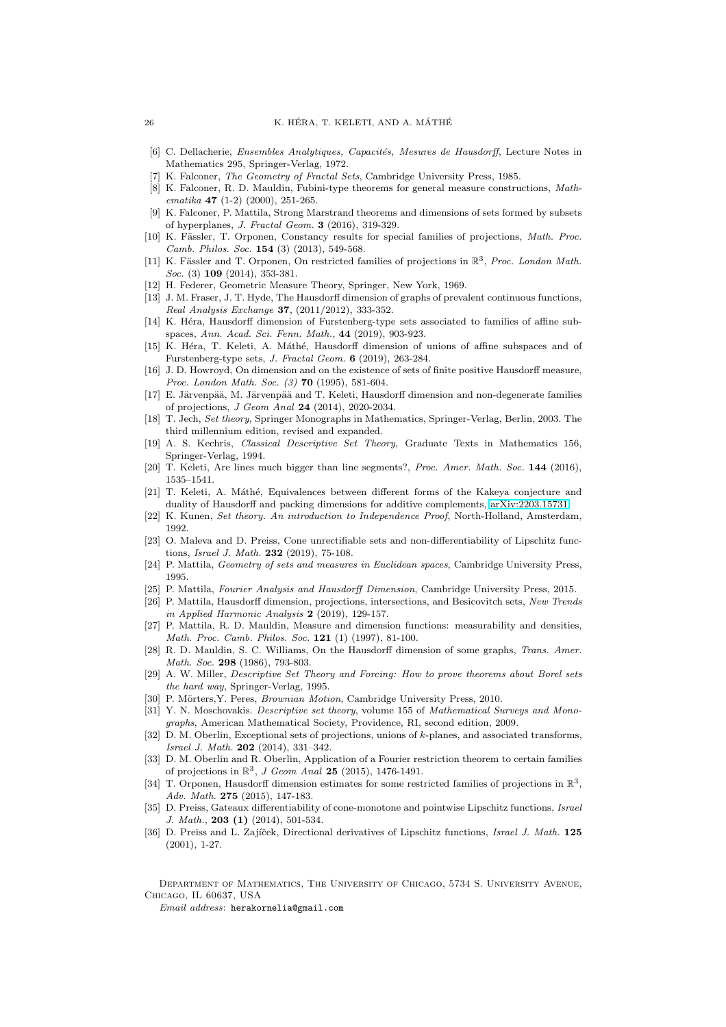[6] C. Dellacherie, *Ensembles Analytiques, Capacités, Mesures de Hausdorff*, Lecture Notes in Mathematics 295, Springer-Verlag, 1972.

[7] K. Falconer, *The Geometry of Fractal Sets*, Cambridge University Press, 1985.

[8] K. Falconer, R. D. Mauldin, Fubini-type theorems for general measure constructions, *Mathematika* **47** (1-2) (2000), 251-265.

[9] K. Falconer, P. Mattila, Strong Marstrand theorems and dimensions of sets formed by subsets of hyperplanes, *J. Fractal Geom.* **3** (2016), 319-329.

[10] K. Fässler, T. Orponen, Constancy results for special families of projections, *Math. Proc. Camb. Philos. Soc.* **154** (3) (2013), 549-568.

[11] K. Fässler and T. Orponen, On restricted families of projections in $\mathbb{R}^3$, *Proc. London Math. Soc.* (3) **109** (2014), 353-381.

[12] H. Federer, Geometric Measure Theory, Springer, New York, 1969.

[13] J. M. Fraser, J. T. Hyde, The Hausdorff dimension of graphs of prevalent continuous functions, *Real Analysis Exchange* **37**, (2011/2012), 333-352.

[14] K. Héra, Hausdorff dimension of Furstenberg-type sets associated to families of affine subspaces, *Ann. Acad. Sci. Fenn. Math.*, **44** (2019), 903-923.

[15] K. Héra, T. Keleti, A. Máthé, Hausdorff dimension of unions of affine subspaces and of Furstenberg-type sets, *J. Fractal Geom.* **6** (2019), 263-284.

[16] J. D. Howroyd, On dimension and on the existence of sets of finite positive Hausdorff measure, *Proc. London Math. Soc. (3)* **70** (1995), 581-604.

[17] E. Järvenpää, M. Järvenpää and T. Keleti, Hausdorff dimension and non-degenerate families of projections, *J Geom Anal* **24** (2014), 2020-2034.

[18] T. Jech, *Set theory*, Springer Monographs in Mathematics, Springer-Verlag, Berlin, 2003. The third millennium edition, revised and expanded.

[19] A. S. Kechris, *Classical Descriptive Set Theory*, Graduate Texts in Mathematics 156, Springer-Verlag, 1994.

[20] T. Keleti, Are lines much bigger than line segments?, *Proc. Amer. Math. Soc.* **144** (2016), 1535–1541.

[21] T. Keleti, A. Máthé, Equivalences between different forms of the Kakeya conjecture and duality of Hausdorff and packing dimensions for additive complements, arXiv:2203.15731

[22] K. Kunen, *Set theory. An introduction to Independence Proof*, North-Holland, Amsterdam, 1992.

[23] O. Maleva and D. Preiss, Cone unrectifiable sets and non-differentiability of Lipschitz functions, *Israel J. Math.* **232** (2019), 75-108.

[24] P. Mattila, *Geometry of sets and measures in Euclidean spaces*, Cambridge University Press, 1995.

[25] P. Mattila, *Fourier Analysis and Hausdorff Dimension*, Cambridge University Press, 2015.

[26] P. Mattila, Hausdorff dimension, projections, intersections, and Besicovitch sets, *New Trends in Applied Harmonic Analysis* **2** (2019), 129-157.

[27] P. Mattila, R. D. Mauldin, Measure and dimension functions: measurability and densities, *Math. Proc. Camb. Philos. Soc.* **121** (1) (1997), 81-100.

[28] R. D. Mauldin, S. C. Williams, On the Hausdorff dimension of some graphs, *Trans. Amer. Math. Soc.* **298** (1986), 793-803.

[29] A. W. Miller, *Descriptive Set Theory and Forcing: How to prove theorems about Borel sets the hard way*, Springer-Verlag, 1995.

[30] P. Mörters,Y. Peres, *Brownian Motion*, Cambridge University Press, 2010.

[31] Y. N. Moschovakis. *Descriptive set theory*, volume 155 of *Mathematical Surveys and Monographs*, American Mathematical Society, Providence, RI, second edition, 2009.

[32] D. M. Oberlin, Exceptional sets of projections, unions of $k$-planes, and associated transforms, *Israel J. Math.* **202** (2014), 331–342.

[33] D. M. Oberlin and R. Oberlin, Application of a Fourier restriction theorem to certain families of projections in $\mathbb{R}^3$, *J Geom Anal* **25** (2015), 1476-1491.

[34] T. Orponen, Hausdorff dimension estimates for some restricted families of projections in $\mathbb{R}^3$, *Adv. Math.* **275** (2015), 147-183.

[35] D. Preiss, Gateaux differentiability of cone-monotone and pointwise Lipschitz functions, *Israel J. Math.*, **203 (1)** (2014), 501-534.

[36] D. Preiss and L. Zajíček, Directional derivatives of Lipschitz functions, *Israel J. Math.* **125** (2001), 1-27.

Department of Mathematics, The University of Chicago, 5734 S. University Avenue, Chicago, IL 60637, USA

*Email address*: `herakornelia@gmail.com`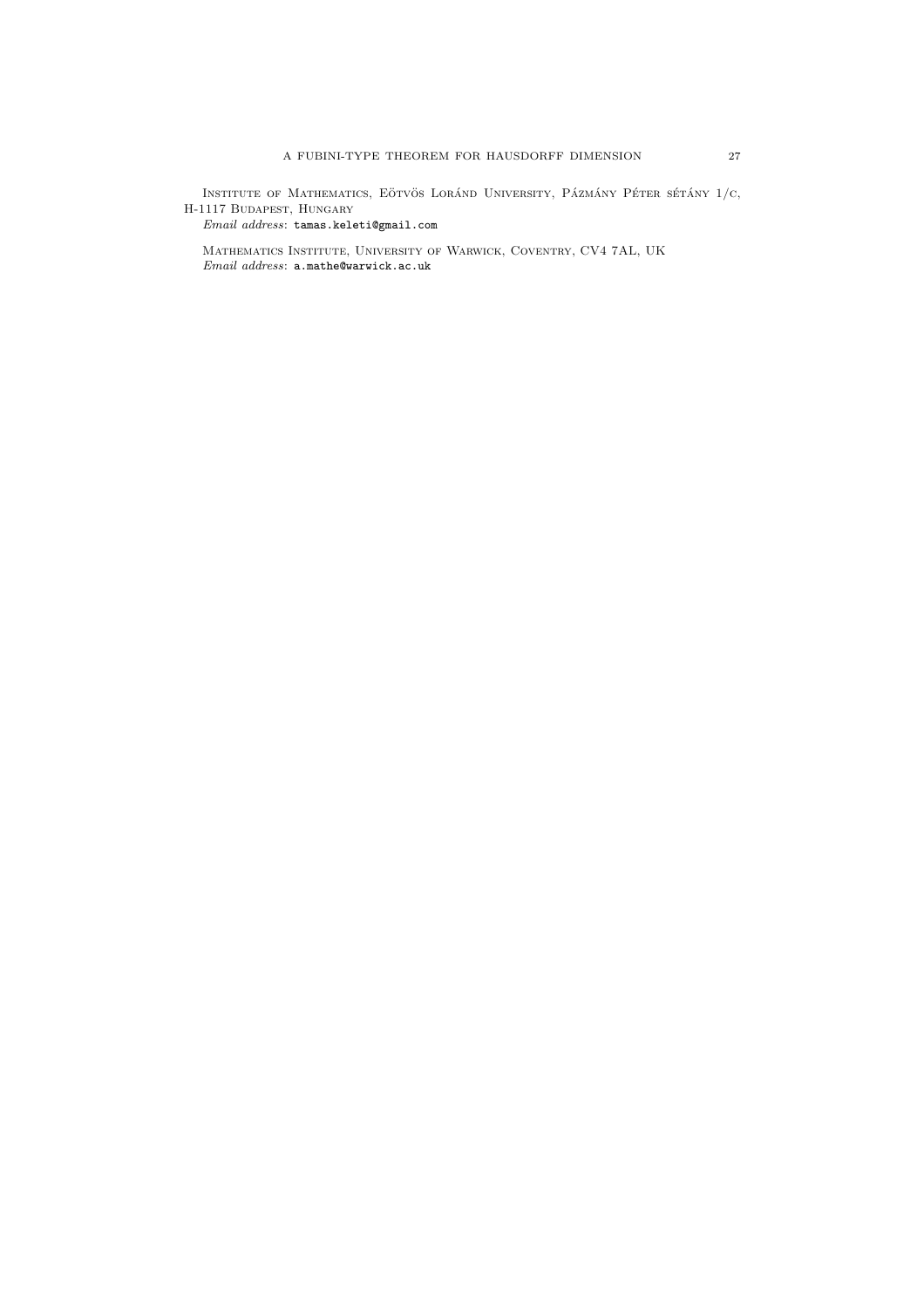Institute of Mathematics, Eötvös Loránd University, Pázmány Péter sétány 1/c, H-1117 Budapest, Hungary

*Email address*: tamas.keleti@gmail.com

Mathematics Institute, University of Warwick, Coventry, CV4 7AL, UK

*Email address*: a.mathe@warwick.ac.uk